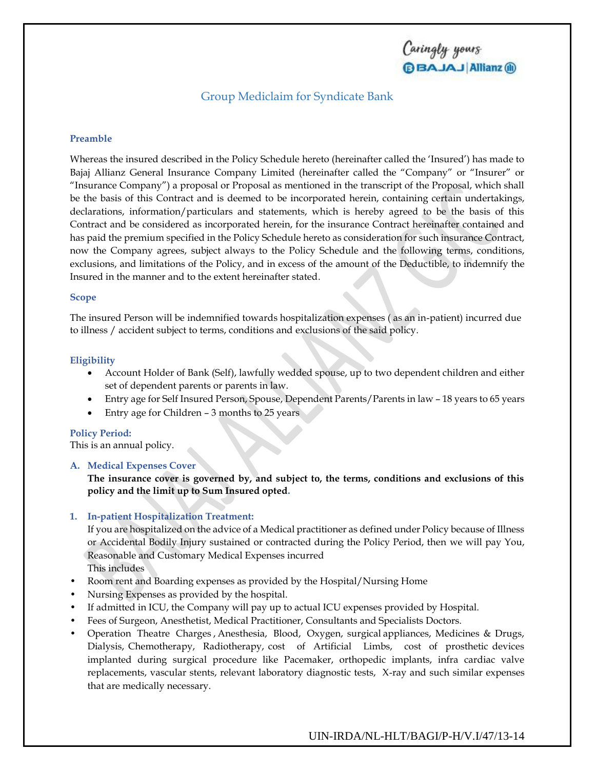Caringly yours
BAJAJ | Allianz

# Group Mediclaim for Syndicate Bank

### Preamble

Whereas the insured described in the Policy Schedule hereto (hereinafter called the 'Insured') has made to Bajaj Allianz General Insurance Company Limited (hereinafter called the "Company" or "Insurer" or "Insurance Company") a proposal or Proposal as mentioned in the transcript of the Proposal, which shall be the basis of this Contract and is deemed to be incorporated herein, containing certain undertakings, declarations, information/particulars and statements, which is hereby agreed to be the basis of this Contract and be considered as incorporated herein, for the insurance Contract hereinafter contained and has paid the premium specified in the Policy Schedule hereto as consideration for such insurance Contract, now the Company agrees, subject always to the Policy Schedule and the following terms, conditions, exclusions, and limitations of the Policy, and in excess of the amount of the Deductible, to indemnify the Insured in the manner and to the extent hereinafter stated.

### Scope

The insured Person will be indemnified towards hospitalization expenses ( as an in-patient) incurred due to illness / accident subject to terms, conditions and exclusions of the said policy.

### Eligibility

- Account Holder of Bank (Self), lawfully wedded spouse, up to two dependent children and either set of dependent parents or parents in law.
- Entry age for Self Insured Person, Spouse, Dependent Parents/Parents in law – 18 years to 65 years
- Entry age for Children – 3 months to 25 years

### Policy Period:

This is an annual policy.

### A. Medical Expenses Cover

**The insurance cover is governed by, and subject to, the terms, conditions and exclusions of this policy and the limit up to Sum Insured opted.**

#### 1. In-patient Hospitalization Treatment:

If you are hospitalized on the advice of a Medical practitioner as defined under Policy because of Illness or Accidental Bodily Injury sustained or contracted during the Policy Period, then we will pay You, Reasonable and Customary Medical Expenses incurred

This includes

- Room rent and Boarding expenses as provided by the Hospital/Nursing Home
- Nursing Expenses as provided by the hospital.
- If admitted in ICU, the Company will pay up to actual ICU expenses provided by Hospital.
- Fees of Surgeon, Anesthetist, Medical Practitioner, Consultants and Specialists Doctors.
- Operation Theatre Charges , Anesthesia, Blood, Oxygen, surgical appliances, Medicines & Drugs, Dialysis, Chemotherapy, Radiotherapy, cost of Artificial Limbs, cost of prosthetic devices implanted during surgical procedure like Pacemaker, orthopedic implants, infra cardiac valve replacements, vascular stents, relevant laboratory diagnostic tests, X-ray and such similar expenses that are medically necessary.

UIN-IRDA/NL-HLT/BAGI/P-H/V.I/47/13-14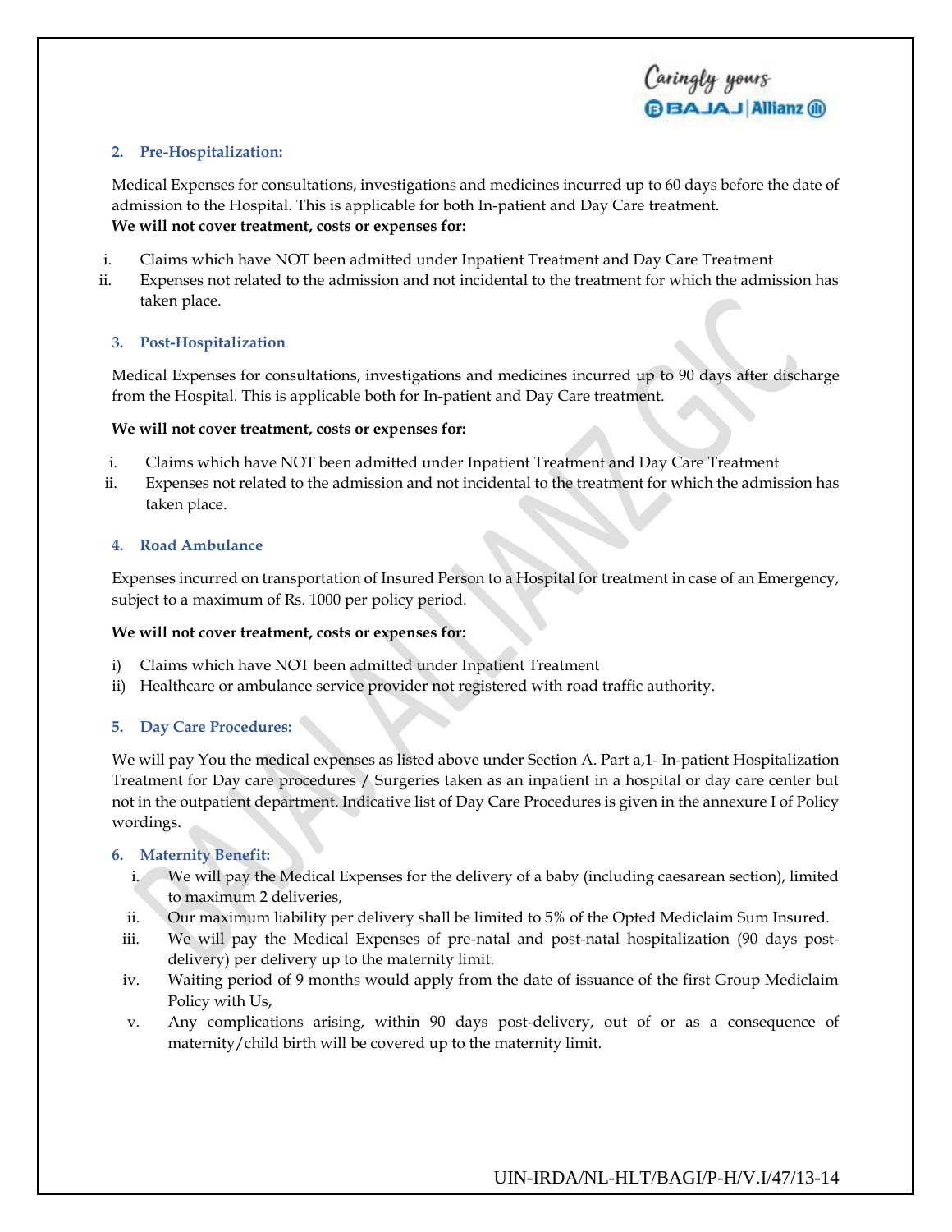### 2. Pre-Hospitalization:

Medical Expenses for consultations, investigations and medicines incurred up to 60 days before the date of admission to the Hospital. This is applicable for both In-patient and Day Care treatment.

**We will not cover treatment, costs or expenses for:**

i. Claims which have NOT been admitted under Inpatient Treatment and Day Care Treatment
ii. Expenses not related to the admission and not incidental to the treatment for which the admission has taken place.

### 3. Post-Hospitalization

Medical Expenses for consultations, investigations and medicines incurred up to 90 days after discharge from the Hospital. This is applicable both for In-patient and Day Care treatment.

**We will not cover treatment, costs or expenses for:**

i. Claims which have NOT been admitted under Inpatient Treatment and Day Care Treatment
ii. Expenses not related to the admission and not incidental to the treatment for which the admission has taken place.

### 4. Road Ambulance

Expenses incurred on transportation of Insured Person to a Hospital for treatment in case of an Emergency, subject to a maximum of Rs. 1000 per policy period.

**We will not cover treatment, costs or expenses for:**

i) Claims which have NOT been admitted under Inpatient Treatment
ii) Healthcare or ambulance service provider not registered with road traffic authority.

### 5. Day Care Procedures:

We will pay You the medical expenses as listed above under Section A. Part a,1- In-patient Hospitalization Treatment for Day care procedures / Surgeries taken as an inpatient in a hospital or day care center but not in the outpatient department. Indicative list of Day Care Procedures is given in the annexure I of Policy wordings.

### 6. Maternity Benefit:

i. We will pay the Medical Expenses for the delivery of a baby (including caesarean section), limited to maximum 2 deliveries,
ii. Our maximum liability per delivery shall be limited to 5% of the Opted Mediclaim Sum Insured.
iii. We will pay the Medical Expenses of pre-natal and post-natal hospitalization (90 days post-delivery) per delivery up to the maternity limit.
iv. Waiting period of 9 months would apply from the date of issuance of the first Group Mediclaim Policy with Us,
v. Any complications arising, within 90 days post-delivery, out of or as a consequence of maternity/child birth will be covered up to the maternity limit.

UIN-IRDA/NL-HLT/BAGI/P-H/V.I/47/13-14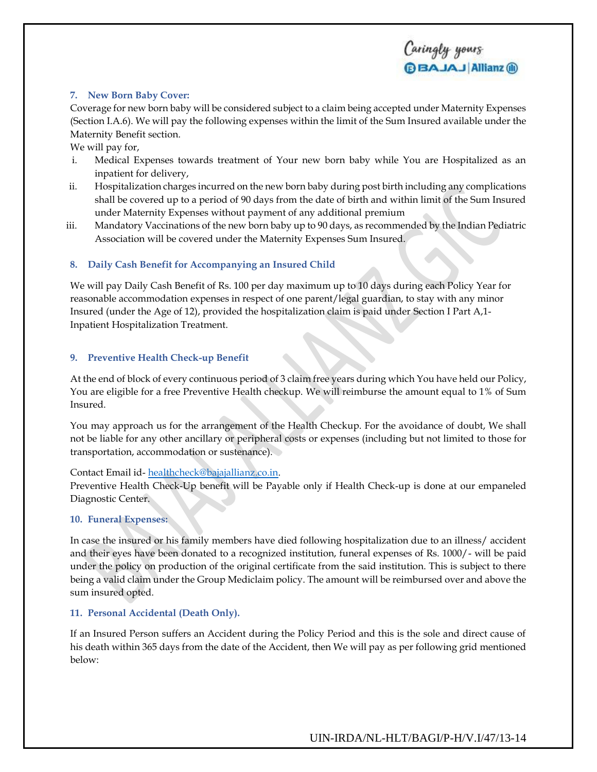### 7. New Born Baby Cover:

Coverage for new born baby will be considered subject to a claim being accepted under Maternity Expenses (Section I.A.6). We will pay the following expenses within the limit of the Sum Insured available under the Maternity Benefit section.

We will pay for,

i. Medical Expenses towards treatment of Your new born baby while You are Hospitalized as an inpatient for delivery,
ii. Hospitalization charges incurred on the new born baby during post birth including any complications shall be covered up to a period of 90 days from the date of birth and within limit of the Sum Insured under Maternity Expenses without payment of any additional premium
iii. Mandatory Vaccinations of the new born baby up to 90 days, as recommended by the Indian Pediatric Association will be covered under the Maternity Expenses Sum Insured.

### 8. Daily Cash Benefit for Accompanying an Insured Child

We will pay Daily Cash Benefit of Rs. 100 per day maximum up to 10 days during each Policy Year for reasonable accommodation expenses in respect of one parent/legal guardian, to stay with any minor Insured (under the Age of 12), provided the hospitalization claim is paid under Section I Part A,1- Inpatient Hospitalization Treatment.

### 9. Preventive Health Check-up Benefit

At the end of block of every continuous period of 3 claim free years during which You have held our Policy, You are eligible for a free Preventive Health checkup. We will reimburse the amount equal to 1% of Sum Insured.

You may approach us for the arrangement of the Health Checkup. For the avoidance of doubt, We shall not be liable for any other ancillary or peripheral costs or expenses (including but not limited to those for transportation, accommodation or sustenance).

Contact Email id- healthcheck@bajajallianz.co.in.
Preventive Health Check-Up benefit will be Payable only if Health Check-up is done at our empaneled Diagnostic Center.

### 10. Funeral Expenses:

In case the insured or his family members have died following hospitalization due to an illness/ accident and their eyes have been donated to a recognized institution, funeral expenses of Rs. 1000/- will be paid under the policy on production of the original certificate from the said institution. This is subject to there being a valid claim under the Group Mediclaim policy. The amount will be reimbursed over and above the sum insured opted.

### 11. Personal Accidental (Death Only).

If an Insured Person suffers an Accident during the Policy Period and this is the sole and direct cause of his death within 365 days from the date of the Accident, then We will pay as per following grid mentioned below: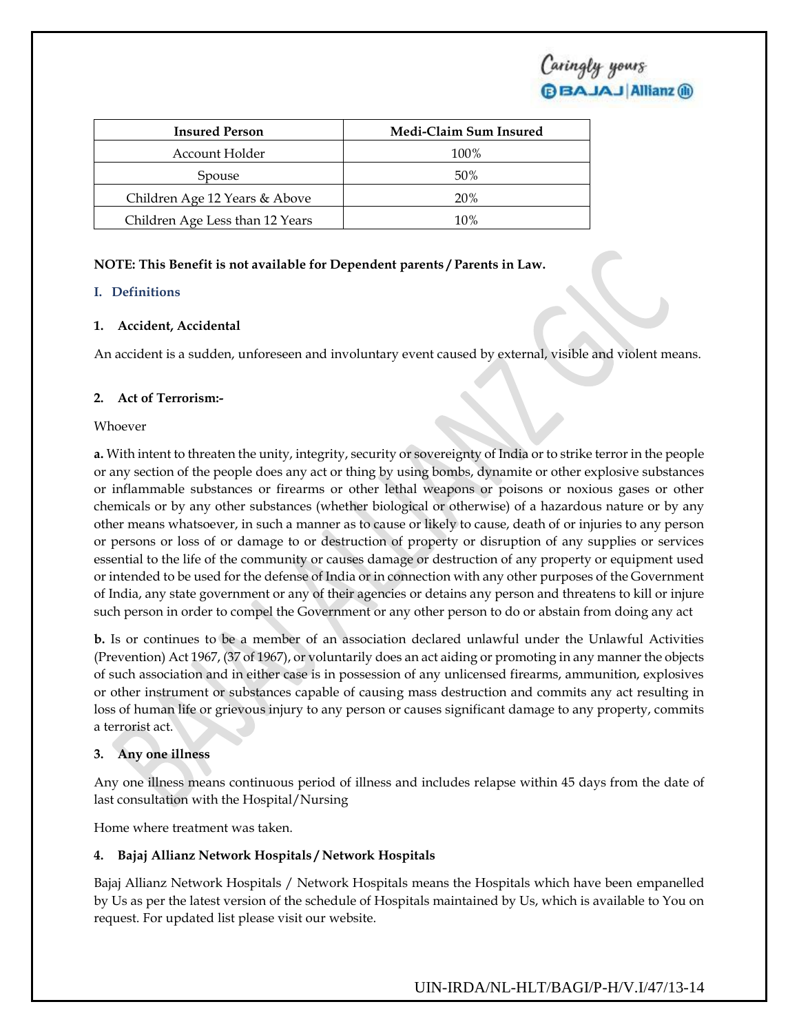| Insured Person | Medi-Claim Sum Insured |
|---|---|
| Account Holder | 100% |
| Spouse | 50% |
| Children Age 12 Years & Above | 20% |
| Children Age Less than 12 Years | 10% |

**NOTE: This Benefit is not available for Dependent parents / Parents in Law.**

## I. Definitions

### 1. Accident, Accidental

An accident is a sudden, unforeseen and involuntary event caused by external, visible and violent means.

### 2. Act of Terrorism:-

Whoever

**a.** With intent to threaten the unity, integrity, security or sovereignty of India or to strike terror in the people or any section of the people does any act or thing by using bombs, dynamite or other explosive substances or inflammable substances or firearms or other lethal weapons or poisons or noxious gases or other chemicals or by any other substances (whether biological or otherwise) of a hazardous nature or by any other means whatsoever, in such a manner as to cause or likely to cause, death of or injuries to any person or persons or loss of or damage to or destruction of property or disruption of any supplies or services essential to the life of the community or causes damage or destruction of any property or equipment used or intended to be used for the defense of India or in connection with any other purposes of the Government of India, any state government or any of their agencies or detains any person and threatens to kill or injure such person in order to compel the Government or any other person to do or abstain from doing any act

**b.** Is or continues to be a member of an association declared unlawful under the Unlawful Activities (Prevention) Act 1967, (37 of 1967), or voluntarily does an act aiding or promoting in any manner the objects of such association and in either case is in possession of any unlicensed firearms, ammunition, explosives or other instrument or substances capable of causing mass destruction and commits any act resulting in loss of human life or grievous injury to any person or causes significant damage to any property, commits a terrorist act.

### 3. Any one illness

Any one illness means continuous period of illness and includes relapse within 45 days from the date of last consultation with the Hospital/Nursing

Home where treatment was taken.

### 4. Bajaj Allianz Network Hospitals / Network Hospitals

Bajaj Allianz Network Hospitals / Network Hospitals means the Hospitals which have been empanelled by Us as per the latest version of the schedule of Hospitals maintained by Us, which is available to You on request. For updated list please visit our website.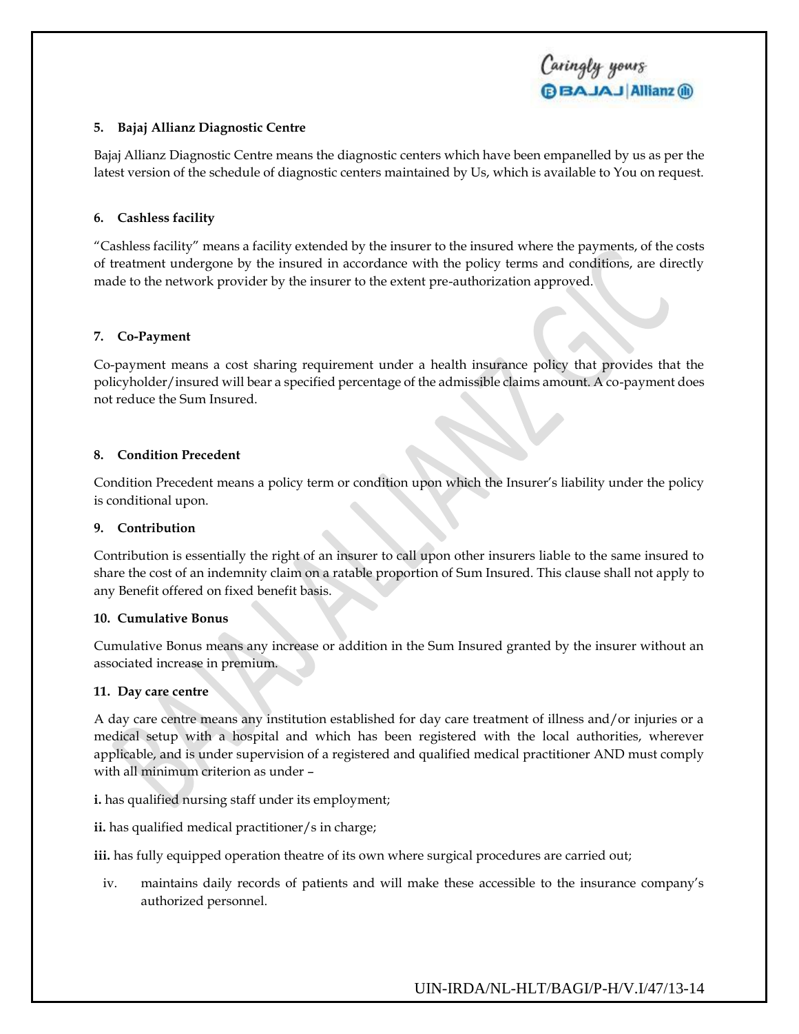**5. Bajaj Allianz Diagnostic Centre**

Bajaj Allianz Diagnostic Centre means the diagnostic centers which have been empanelled by us as per the latest version of the schedule of diagnostic centers maintained by Us, which is available to You on request.

**6. Cashless facility**

"Cashless facility" means a facility extended by the insurer to the insured where the payments, of the costs of treatment undergone by the insured in accordance with the policy terms and conditions, are directly made to the network provider by the insurer to the extent pre-authorization approved.

**7. Co-Payment**

Co-payment means a cost sharing requirement under a health insurance policy that provides that the policyholder/insured will bear a specified percentage of the admissible claims amount. A co-payment does not reduce the Sum Insured.

**8. Condition Precedent**

Condition Precedent means a policy term or condition upon which the Insurer's liability under the policy is conditional upon.

**9. Contribution**

Contribution is essentially the right of an insurer to call upon other insurers liable to the same insured to share the cost of an indemnity claim on a ratable proportion of Sum Insured. This clause shall not apply to any Benefit offered on fixed benefit basis.

**10. Cumulative Bonus**

Cumulative Bonus means any increase or addition in the Sum Insured granted by the insurer without an associated increase in premium.

**11. Day care centre**

A day care centre means any institution established for day care treatment of illness and/or injuries or a medical setup with a hospital and which has been registered with the local authorities, wherever applicable, and is under supervision of a registered and qualified medical practitioner AND must comply with all minimum criterion as under –

**i.** has qualified nursing staff under its employment;

**ii.** has qualified medical practitioner/s in charge;

**iii.** has fully equipped operation theatre of its own where surgical procedures are carried out;

iv. maintains daily records of patients and will make these accessible to the insurance company's authorized personnel.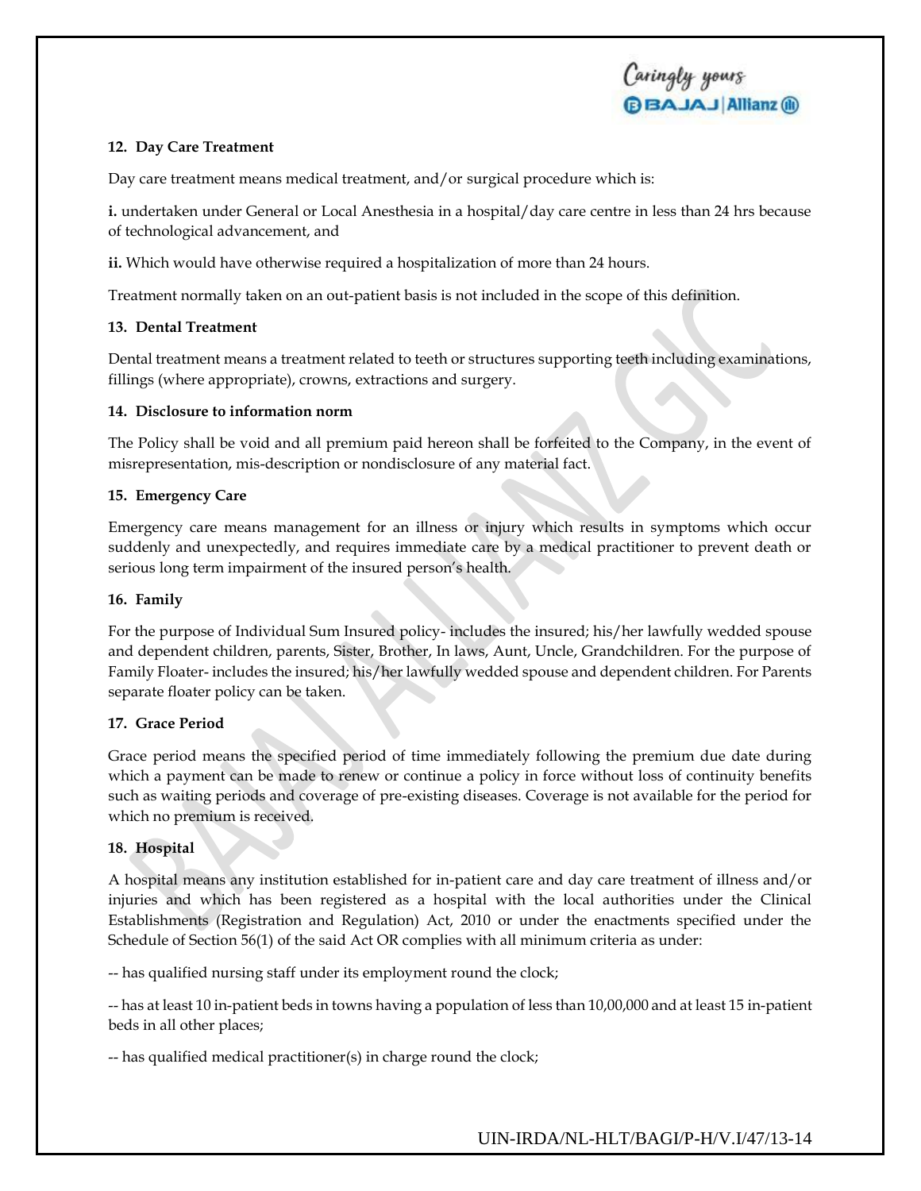### 12. Day Care Treatment

Day care treatment means medical treatment, and/or surgical procedure which is:

**i.** undertaken under General or Local Anesthesia in a hospital/day care centre in less than 24 hrs because of technological advancement, and

**ii.** Which would have otherwise required a hospitalization of more than 24 hours.

Treatment normally taken on an out-patient basis is not included in the scope of this definition.

### 13. Dental Treatment

Dental treatment means a treatment related to teeth or structures supporting teeth including examinations, fillings (where appropriate), crowns, extractions and surgery.

### 14. Disclosure to information norm

The Policy shall be void and all premium paid hereon shall be forfeited to the Company, in the event of misrepresentation, mis-description or nondisclosure of any material fact.

### 15. Emergency Care

Emergency care means management for an illness or injury which results in symptoms which occur suddenly and unexpectedly, and requires immediate care by a medical practitioner to prevent death or serious long term impairment of the insured person's health.

### 16. Family

For the purpose of Individual Sum Insured policy- includes the insured; his/her lawfully wedded spouse and dependent children, parents, Sister, Brother, In laws, Aunt, Uncle, Grandchildren. For the purpose of Family Floater- includes the insured; his/her lawfully wedded spouse and dependent children. For Parents separate floater policy can be taken.

### 17. Grace Period

Grace period means the specified period of time immediately following the premium due date during which a payment can be made to renew or continue a policy in force without loss of continuity benefits such as waiting periods and coverage of pre-existing diseases. Coverage is not available for the period for which no premium is received.

### 18. Hospital

A hospital means any institution established for in-patient care and day care treatment of illness and/or injuries and which has been registered as a hospital with the local authorities under the Clinical Establishments (Registration and Regulation) Act, 2010 or under the enactments specified under the Schedule of Section 56(1) of the said Act OR complies with all minimum criteria as under:

-- has qualified nursing staff under its employment round the clock;

-- has at least 10 in-patient beds in towns having a population of less than 10,00,000 and at least 15 in-patient beds in all other places;

-- has qualified medical practitioner(s) in charge round the clock;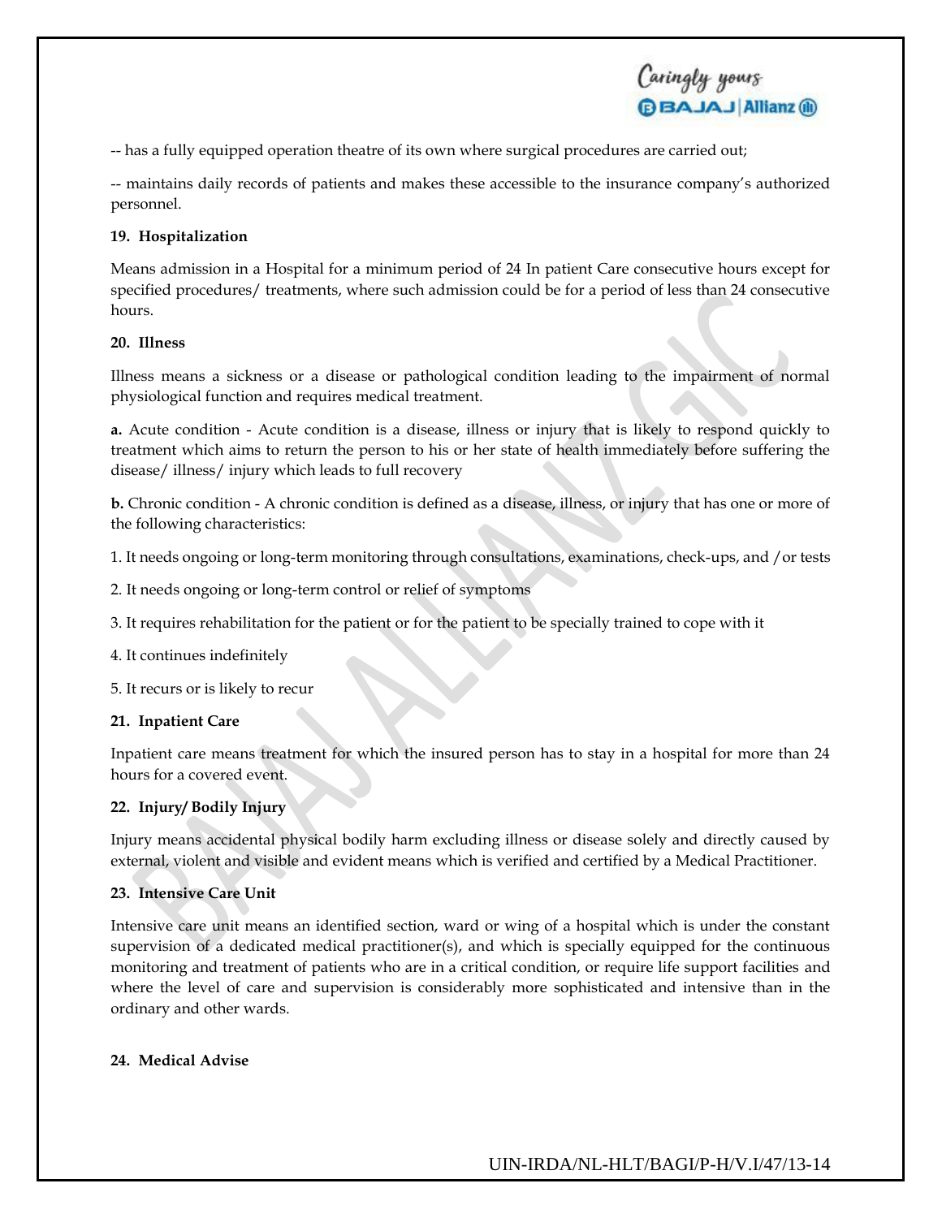-- has a fully equipped operation theatre of its own where surgical procedures are carried out;

-- maintains daily records of patients and makes these accessible to the insurance company's authorized personnel.

**19. Hospitalization**

Means admission in a Hospital for a minimum period of 24 In patient Care consecutive hours except for specified procedures/ treatments, where such admission could be for a period of less than 24 consecutive hours.

**20. Illness**

Illness means a sickness or a disease or pathological condition leading to the impairment of normal physiological function and requires medical treatment.

**a.** Acute condition - Acute condition is a disease, illness or injury that is likely to respond quickly to treatment which aims to return the person to his or her state of health immediately before suffering the disease/ illness/ injury which leads to full recovery

**b.** Chronic condition - A chronic condition is defined as a disease, illness, or injury that has one or more of the following characteristics:

1. It needs ongoing or long-term monitoring through consultations, examinations, check-ups, and /or tests

2. It needs ongoing or long-term control or relief of symptoms

3. It requires rehabilitation for the patient or for the patient to be specially trained to cope with it

4. It continues indefinitely

5. It recurs or is likely to recur

**21. Inpatient Care**

Inpatient care means treatment for which the insured person has to stay in a hospital for more than 24 hours for a covered event.

**22. Injury/ Bodily Injury**

Injury means accidental physical bodily harm excluding illness or disease solely and directly caused by external, violent and visible and evident means which is verified and certified by a Medical Practitioner.

**23. Intensive Care Unit**

Intensive care unit means an identified section, ward or wing of a hospital which is under the constant supervision of a dedicated medical practitioner(s), and which is specially equipped for the continuous monitoring and treatment of patients who are in a critical condition, or require life support facilities and where the level of care and supervision is considerably more sophisticated and intensive than in the ordinary and other wards.

**24. Medical Advise**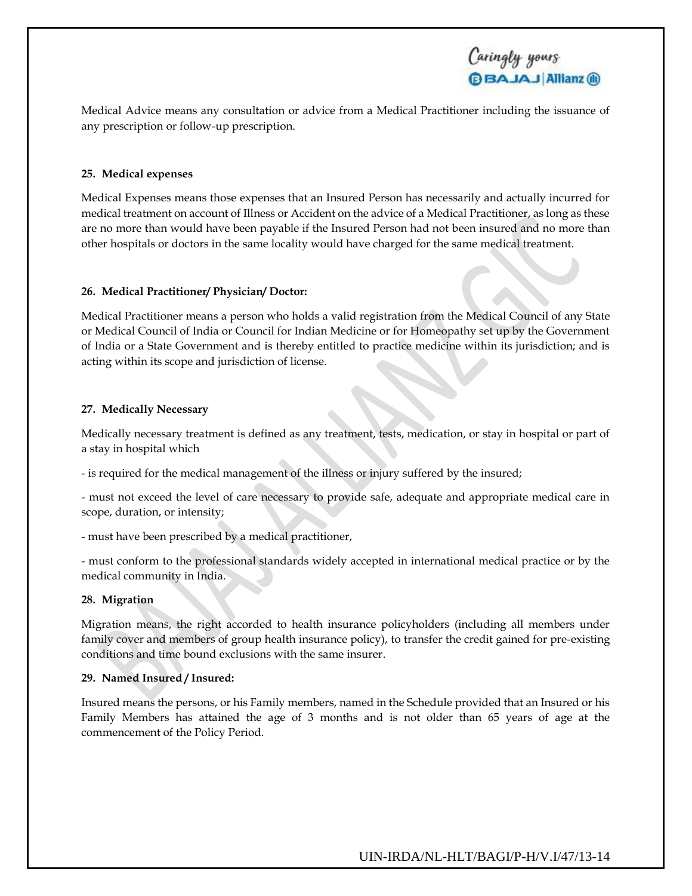Medical Advice means any consultation or advice from a Medical Practitioner including the issuance of any prescription or follow-up prescription.

**25. Medical expenses**

Medical Expenses means those expenses that an Insured Person has necessarily and actually incurred for medical treatment on account of Illness or Accident on the advice of a Medical Practitioner, as long as these are no more than would have been payable if the Insured Person had not been insured and no more than other hospitals or doctors in the same locality would have charged for the same medical treatment.

**26. Medical Practitioner/ Physician/ Doctor:**

Medical Practitioner means a person who holds a valid registration from the Medical Council of any State or Medical Council of India or Council for Indian Medicine or for Homeopathy set up by the Government of India or a State Government and is thereby entitled to practice medicine within its jurisdiction; and is acting within its scope and jurisdiction of license.

**27. Medically Necessary**

Medically necessary treatment is defined as any treatment, tests, medication, or stay in hospital or part of a stay in hospital which

- is required for the medical management of the illness or injury suffered by the insured;

- must not exceed the level of care necessary to provide safe, adequate and appropriate medical care in scope, duration, or intensity;

- must have been prescribed by a medical practitioner,

- must conform to the professional standards widely accepted in international medical practice or by the medical community in India.

**28. Migration**

Migration means, the right accorded to health insurance policyholders (including all members under family cover and members of group health insurance policy), to transfer the credit gained for pre-existing conditions and time bound exclusions with the same insurer.

**29. Named Insured / Insured:**

Insured means the persons, or his Family members, named in the Schedule provided that an Insured or his Family Members has attained the age of 3 months and is not older than 65 years of age at the commencement of the Policy Period.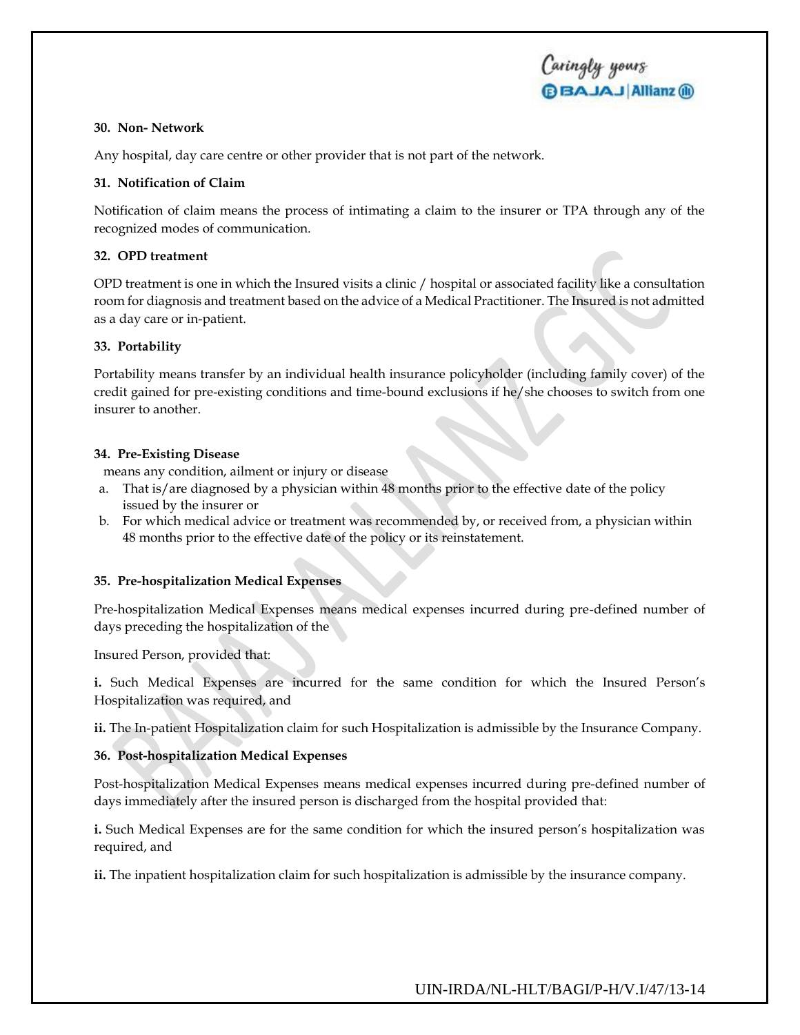**30. Non- Network**

Any hospital, day care centre or other provider that is not part of the network.

**31. Notification of Claim**

Notification of claim means the process of intimating a claim to the insurer or TPA through any of the recognized modes of communication.

**32. OPD treatment**

OPD treatment is one in which the Insured visits a clinic / hospital or associated facility like a consultation room for diagnosis and treatment based on the advice of a Medical Practitioner. The Insured is not admitted as a day care or in-patient.

**33. Portability**

Portability means transfer by an individual health insurance policyholder (including family cover) of the credit gained for pre-existing conditions and time-bound exclusions if he/she chooses to switch from one insurer to another.

**34. Pre-Existing Disease**

means any condition, ailment or injury or disease

a. That is/are diagnosed by a physician within 48 months prior to the effective date of the policy issued by the insurer or
b. For which medical advice or treatment was recommended by, or received from, a physician within 48 months prior to the effective date of the policy or its reinstatement.

**35. Pre-hospitalization Medical Expenses**

Pre-hospitalization Medical Expenses means medical expenses incurred during pre-defined number of days preceding the hospitalization of the

Insured Person, provided that:

**i.** Such Medical Expenses are incurred for the same condition for which the Insured Person's Hospitalization was required, and

**ii.** The In-patient Hospitalization claim for such Hospitalization is admissible by the Insurance Company.

**36. Post-hospitalization Medical Expenses**

Post-hospitalization Medical Expenses means medical expenses incurred during pre-defined number of days immediately after the insured person is discharged from the hospital provided that:

**i.** Such Medical Expenses are for the same condition for which the insured person's hospitalization was required, and

**ii.** The inpatient hospitalization claim for such hospitalization is admissible by the insurance company.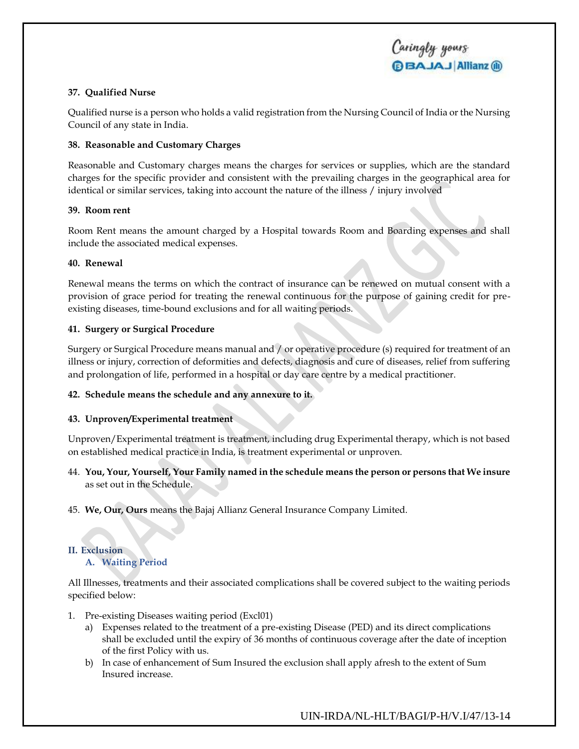**37. Qualified Nurse**

Qualified nurse is a person who holds a valid registration from the Nursing Council of India or the Nursing Council of any state in India.

**38. Reasonable and Customary Charges**

Reasonable and Customary charges means the charges for services or supplies, which are the standard charges for the specific provider and consistent with the prevailing charges in the geographical area for identical or similar services, taking into account the nature of the illness / injury involved

**39. Room rent**

Room Rent means the amount charged by a Hospital towards Room and Boarding expenses and shall include the associated medical expenses.

**40. Renewal**

Renewal means the terms on which the contract of insurance can be renewed on mutual consent with a provision of grace period for treating the renewal continuous for the purpose of gaining credit for pre-existing diseases, time-bound exclusions and for all waiting periods.

**41. Surgery or Surgical Procedure**

Surgery or Surgical Procedure means manual and / or operative procedure (s) required for treatment of an illness or injury, correction of deformities and defects, diagnosis and cure of diseases, relief from suffering and prolongation of life, performed in a hospital or day care centre by a medical practitioner.

**42. Schedule means the schedule and any annexure to it.**

**43. Unproven/Experimental treatment**

Unproven/Experimental treatment is treatment, including drug Experimental therapy, which is not based on established medical practice in India, is treatment experimental or unproven.

44. **You, Your, Yourself, Your Family named in the schedule means the person or persons that We insure** as set out in the Schedule.

45. **We, Our, Ours** means the Bajaj Allianz General Insurance Company Limited.

## II. Exclusion

### A. Waiting Period

All Illnesses, treatments and their associated complications shall be covered subject to the waiting periods specified below:

1. Pre-existing Diseases waiting period (Excl01)
   a) Expenses related to the treatment of a pre-existing Disease (PED) and its direct complications shall be excluded until the expiry of 36 months of continuous coverage after the date of inception of the first Policy with us.
   b) In case of enhancement of Sum Insured the exclusion shall apply afresh to the extent of Sum Insured increase.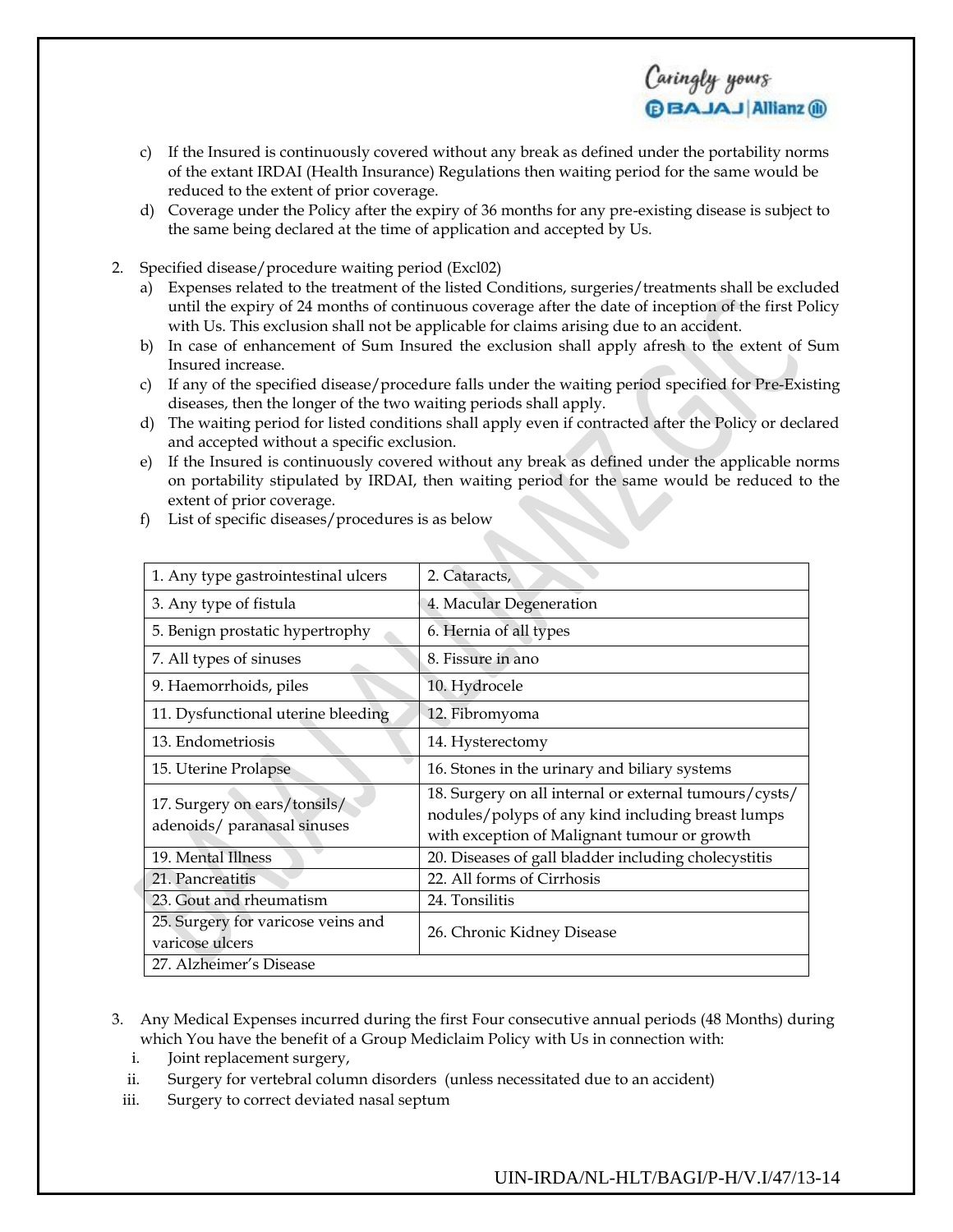c) If the Insured is continuously covered without any break as defined under the portability norms of the extant IRDAI (Health Insurance) Regulations then waiting period for the same would be reduced to the extent of prior coverage.

d) Coverage under the Policy after the expiry of 36 months for any pre-existing disease is subject to the same being declared at the time of application and accepted by Us.

2. Specified disease/procedure waiting period (Excl02)

   a) Expenses related to the treatment of the listed Conditions, surgeries/treatments shall be excluded until the expiry of 24 months of continuous coverage after the date of inception of the first Policy with Us. This exclusion shall not be applicable for claims arising due to an accident.

   b) In case of enhancement of Sum Insured the exclusion shall apply afresh to the extent of Sum Insured increase.

   c) If any of the specified disease/procedure falls under the waiting period specified for Pre-Existing diseases, then the longer of the two waiting periods shall apply.

   d) The waiting period for listed conditions shall apply even if contracted after the Policy or declared and accepted without a specific exclusion.

   e) If the Insured is continuously covered without any break as defined under the applicable norms on portability stipulated by IRDAI, then waiting period for the same would be reduced to the extent of prior coverage.

   f) List of specific diseases/procedures is as below

| 1. Any type gastrointestinal ulcers | 2. Cataracts, |
|---|---|
| 3. Any type of fistula | 4. Macular Degeneration |
| 5. Benign prostatic hypertrophy | 6. Hernia of all types |
| 7. All types of sinuses | 8. Fissure in ano |
| 9. Haemorrhoids, piles | 10. Hydrocele |
| 11. Dysfunctional uterine bleeding | 12. Fibromyoma |
| 13. Endometriosis | 14. Hysterectomy |
| 15. Uterine Prolapse | 16. Stones in the urinary and biliary systems |
| 17. Surgery on ears/tonsils/ adenoids/ paranasal sinuses | 18. Surgery on all internal or external tumours/cysts/ nodules/polyps of any kind including breast lumps with exception of Malignant tumour or growth |
| 19. Mental Illness | 20. Diseases of gall bladder including cholecystitis |
| 21. Pancreatitis | 22. All forms of Cirrhosis |
| 23. Gout and rheumatism | 24. Tonsilitis |
| 25. Surgery for varicose veins and varicose ulcers | 26. Chronic Kidney Disease |
| 27. Alzheimer's Disease | |

3. Any Medical Expenses incurred during the first Four consecutive annual periods (48 Months) during which You have the benefit of a Group Mediclaim Policy with Us in connection with:

   i. Joint replacement surgery,

   ii. Surgery for vertebral column disorders (unless necessitated due to an accident)

   iii. Surgery to correct deviated nasal septum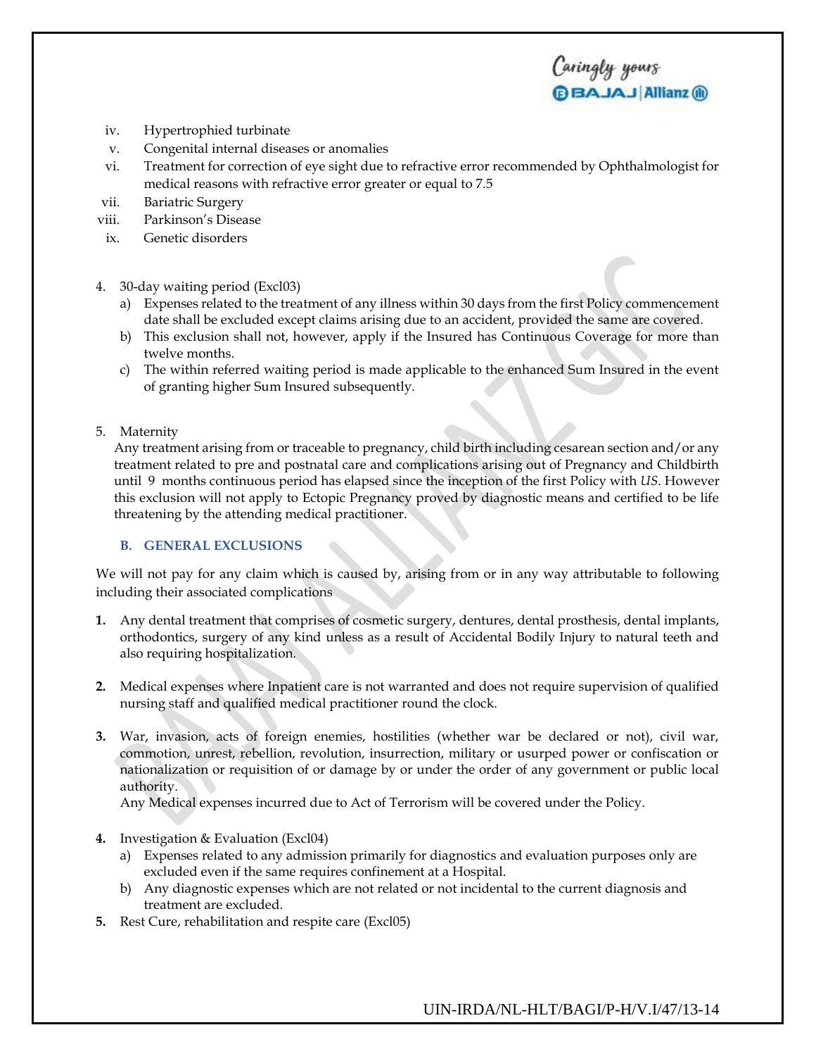iv. Hypertrophied turbinate
v. Congenital internal diseases or anomalies
vi. Treatment for correction of eye sight due to refractive error recommended by Ophthalmologist for medical reasons with refractive error greater or equal to 7.5
vii. Bariatric Surgery
viii. Parkinson's Disease
ix. Genetic disorders

4. 30-day waiting period (Excl03)
   a) Expenses related to the treatment of any illness within 30 days from the first Policy commencement date shall be excluded except claims arising due to an accident, provided the same are covered.
   b) This exclusion shall not, however, apply if the Insured has Continuous Coverage for more than twelve months.
   c) The within referred waiting period is made applicable to the enhanced Sum Insured in the event of granting higher Sum Insured subsequently.

5. Maternity

   Any treatment arising from or traceable to pregnancy, child birth including cesarean section and/or any treatment related to pre and postnatal care and complications arising out of Pregnancy and Childbirth until 9 months continuous period has elapsed since the inception of the first Policy with *US*. However this exclusion will not apply to Ectopic Pregnancy proved by diagnostic means and certified to be life threatening by the attending medical practitioner.

### B. GENERAL EXCLUSIONS

We will not pay for any claim which is caused by, arising from or in any way attributable to following including their associated complications

**1.** Any dental treatment that comprises of cosmetic surgery, dentures, dental prosthesis, dental implants, orthodontics, surgery of any kind unless as a result of Accidental Bodily Injury to natural teeth and also requiring hospitalization.

**2.** Medical expenses where Inpatient care is not warranted and does not require supervision of qualified nursing staff and qualified medical practitioner round the clock.

**3.** War, invasion, acts of foreign enemies, hostilities (whether war be declared or not), civil war, commotion, unrest, rebellion, revolution, insurrection, military or usurped power or confiscation or nationalization or requisition of or damage by or under the order of any government or public local authority.

   Any Medical expenses incurred due to Act of Terrorism will be covered under the Policy.

**4.** Investigation & Evaluation (Excl04)
   a) Expenses related to any admission primarily for diagnostics and evaluation purposes only are excluded even if the same requires confinement at a Hospital.
   b) Any diagnostic expenses which are not related or not incidental to the current diagnosis and treatment are excluded.

**5.** Rest Cure, rehabilitation and respite care (Excl05)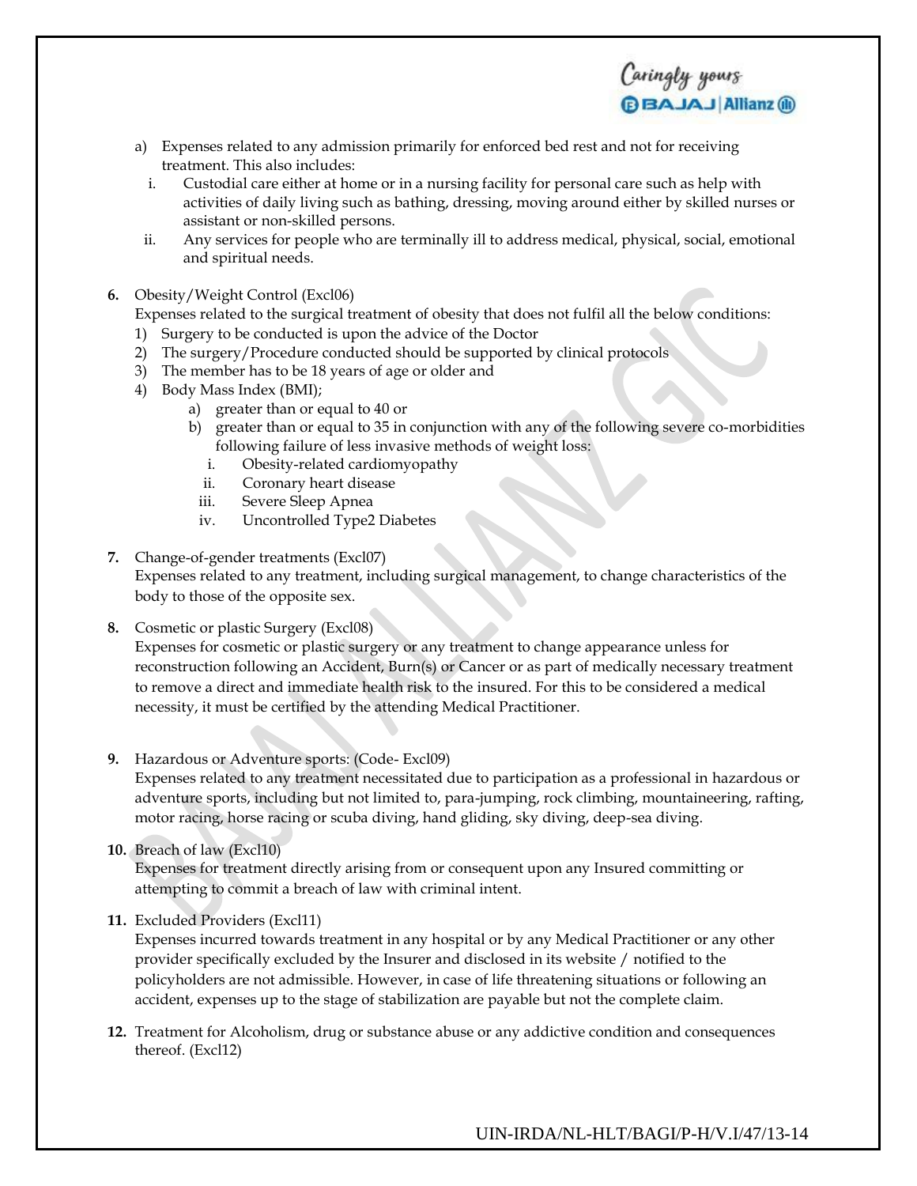a) Expenses related to any admission primarily for enforced bed rest and not for receiving treatment. This also includes:
   i. Custodial care either at home or in a nursing facility for personal care such as help with activities of daily living such as bathing, dressing, moving around either by skilled nurses or assistant or non-skilled persons.
   ii. Any services for people who are terminally ill to address medical, physical, social, emotional and spiritual needs.

**6.** Obesity/Weight Control (Excl06)

Expenses related to the surgical treatment of obesity that does not fulfil all the below conditions:

1) Surgery to be conducted is upon the advice of the Doctor
2) The surgery/Procedure conducted should be supported by clinical protocols
3) The member has to be 18 years of age or older and
4) Body Mass Index (BMI);
   a) greater than or equal to 40 or
   b) greater than or equal to 35 in conjunction with any of the following severe co-morbidities following failure of less invasive methods of weight loss:
      i. Obesity-related cardiomyopathy
      ii. Coronary heart disease
      iii. Severe Sleep Apnea
      iv. Uncontrolled Type2 Diabetes

**7.** Change-of-gender treatments (Excl07)

Expenses related to any treatment, including surgical management, to change characteristics of the body to those of the opposite sex.

**8.** Cosmetic or plastic Surgery (Excl08)

Expenses for cosmetic or plastic surgery or any treatment to change appearance unless for reconstruction following an Accident, Burn(s) or Cancer or as part of medically necessary treatment to remove a direct and immediate health risk to the insured. For this to be considered a medical necessity, it must be certified by the attending Medical Practitioner.

**9.** Hazardous or Adventure sports: (Code- Excl09)

Expenses related to any treatment necessitated due to participation as a professional in hazardous or adventure sports, including but not limited to, para-jumping, rock climbing, mountaineering, rafting, motor racing, horse racing or scuba diving, hand gliding, sky diving, deep-sea diving.

**10.** Breach of law (Excl10)

Expenses for treatment directly arising from or consequent upon any Insured committing or attempting to commit a breach of law with criminal intent.

**11.** Excluded Providers (Excl11)

Expenses incurred towards treatment in any hospital or by any Medical Practitioner or any other provider specifically excluded by the Insurer and disclosed in its website / notified to the policyholders are not admissible. However, in case of life threatening situations or following an accident, expenses up to the stage of stabilization are payable but not the complete claim.

**12.** Treatment for Alcoholism, drug or substance abuse or any addictive condition and consequences thereof. (Excl12)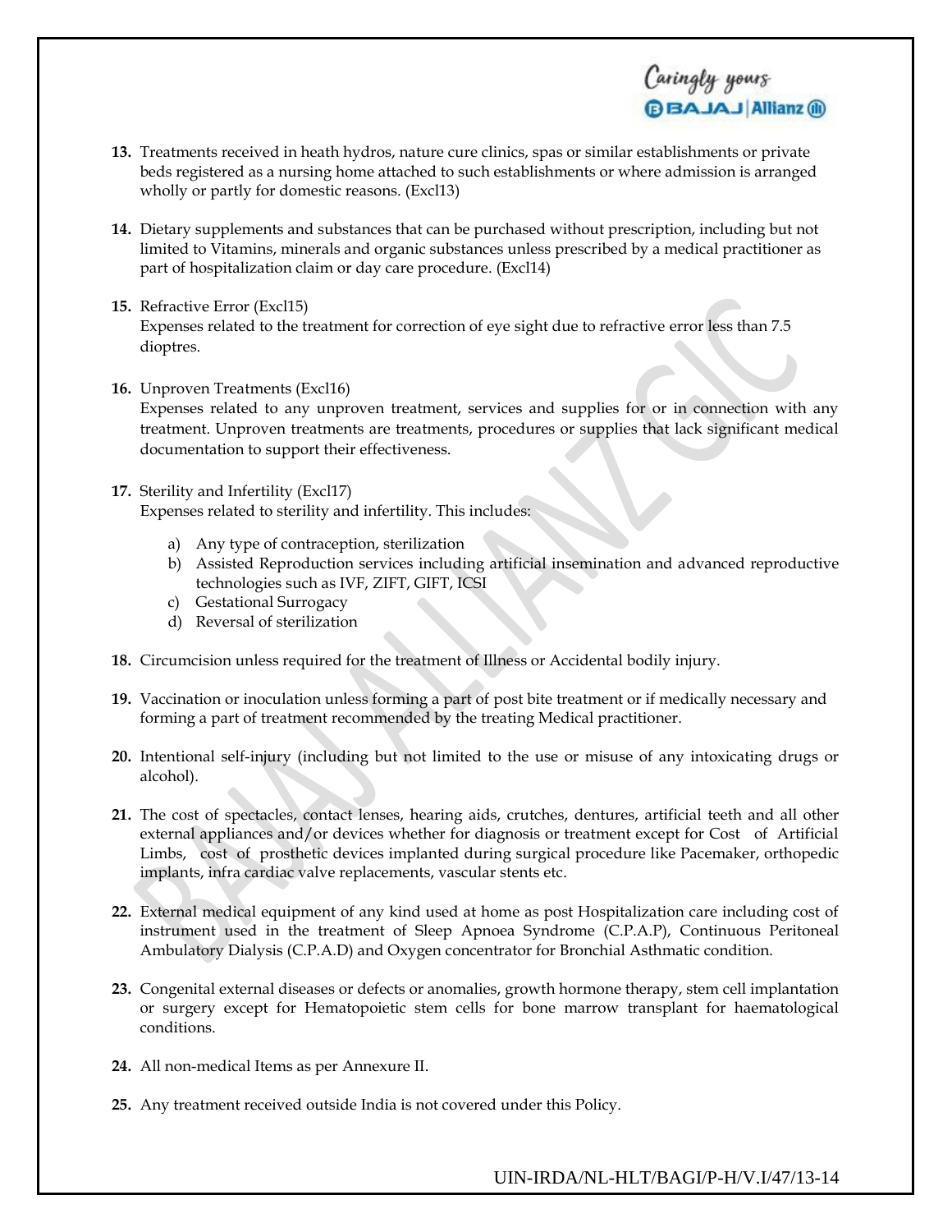13. Treatments received in heath hydros, nature cure clinics, spas or similar establishments or private beds registered as a nursing home attached to such establishments or where admission is arranged wholly or partly for domestic reasons. (Excl13)

14. Dietary supplements and substances that can be purchased without prescription, including but not limited to Vitamins, minerals and organic substances unless prescribed by a medical practitioner as part of hospitalization claim or day care procedure. (Excl14)

15. Refractive Error (Excl15)
    Expenses related to the treatment for correction of eye sight due to refractive error less than 7.5 dioptres.

16. Unproven Treatments (Excl16)
    Expenses related to any unproven treatment, services and supplies for or in connection with any treatment. Unproven treatments are treatments, procedures or supplies that lack significant medical documentation to support their effectiveness.

17. Sterility and Infertility (Excl17)
    Expenses related to sterility and infertility. This includes:
    a) Any type of contraception, sterilization
    b) Assisted Reproduction services including artificial insemination and advanced reproductive technologies such as IVF, ZIFT, GIFT, ICSI
    c) Gestational Surrogacy
    d) Reversal of sterilization

18. Circumcision unless required for the treatment of Illness or Accidental bodily injury.

19. Vaccination or inoculation unless forming a part of post bite treatment or if medically necessary and forming a part of treatment recommended by the treating Medical practitioner.

20. Intentional self-injury (including but not limited to the use or misuse of any intoxicating drugs or alcohol).

21. The cost of spectacles, contact lenses, hearing aids, crutches, dentures, artificial teeth and all other external appliances and/or devices whether for diagnosis or treatment except for Cost of Artificial Limbs, cost of prosthetic devices implanted during surgical procedure like Pacemaker, orthopedic implants, infra cardiac valve replacements, vascular stents etc.

22. External medical equipment of any kind used at home as post Hospitalization care including cost of instrument used in the treatment of Sleep Apnoea Syndrome (C.P.A.P), Continuous Peritoneal Ambulatory Dialysis (C.P.A.D) and Oxygen concentrator for Bronchial Asthmatic condition.

23. Congenital external diseases or defects or anomalies, growth hormone therapy, stem cell implantation or surgery except for Hematopoietic stem cells for bone marrow transplant for haematological conditions.

24. All non-medical Items as per Annexure II.

25. Any treatment received outside India is not covered under this Policy.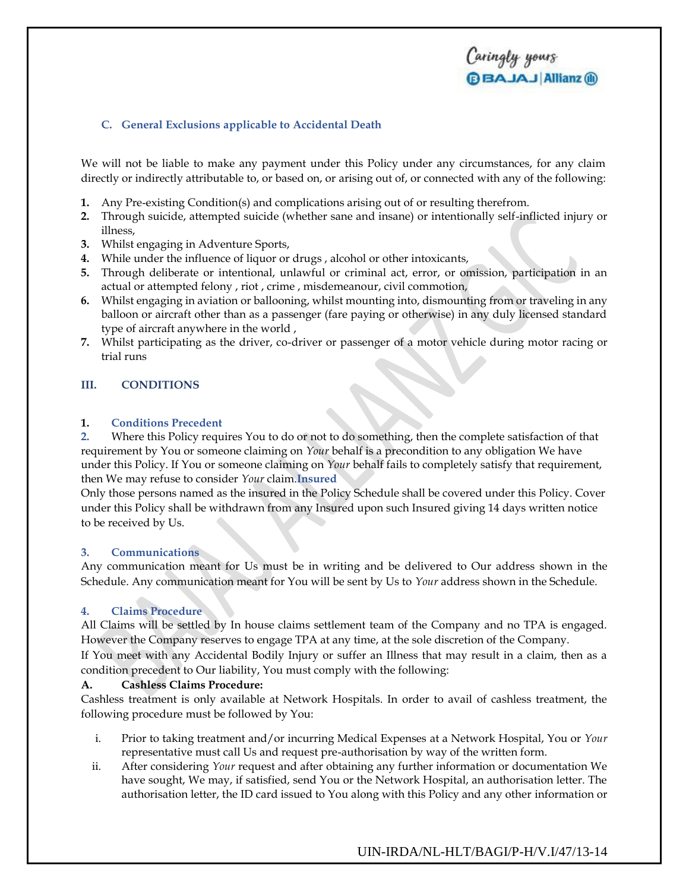### C. General Exclusions applicable to Accidental Death

We will not be liable to make any payment under this Policy under any circumstances, for any claim directly or indirectly attributable to, or based on, or arising out of, or connected with any of the following:

1. Any Pre-existing Condition(s) and complications arising out of or resulting therefrom.
2. Through suicide, attempted suicide (whether sane and insane) or intentionally self-inflicted injury or illness,
3. Whilst engaging in Adventure Sports,
4. While under the influence of liquor or drugs , alcohol or other intoxicants,
5. Through deliberate or intentional, unlawful or criminal act, error, or omission, participation in an actual or attempted felony , riot , crime , misdemeanour, civil commotion,
6. Whilst engaging in aviation or ballooning, whilst mounting into, dismounting from or traveling in any balloon or aircraft other than as a passenger (fare paying or otherwise) in any duly licensed standard type of aircraft anywhere in the world ,
7. Whilst participating as the driver, co-driver or passenger of a motor vehicle during motor racing or trial runs

## III. CONDITIONS

**1. Conditions Precedent**

**2.** Where this Policy requires You to do or not to do something, then the complete satisfaction of that requirement by You or someone claiming on *Your* behalf is a precondition to any obligation We have under this Policy. If You or someone claiming on *Your* behalf fails to completely satisfy that requirement, then We may refuse to consider *Your* claim.**Insured**

Only those persons named as the insured in the Policy Schedule shall be covered under this Policy. Cover under this Policy shall be withdrawn from any Insured upon such Insured giving 14 days written notice to be received by Us.

**3. Communications**

Any communication meant for Us must be in writing and be delivered to Our address shown in the Schedule. Any communication meant for You will be sent by Us to *Your* address shown in the Schedule.

**4. Claims Procedure**

All Claims will be settled by In house claims settlement team of the Company and no TPA is engaged. However the Company reserves to engage TPA at any time, at the sole discretion of the Company.

If You meet with any Accidental Bodily Injury or suffer an Illness that may result in a claim, then as a condition precedent to Our liability, You must comply with the following:

**A. Cashless Claims Procedure:**

Cashless treatment is only available at Network Hospitals. In order to avail of cashless treatment, the following procedure must be followed by You:

i. Prior to taking treatment and/or incurring Medical Expenses at a Network Hospital, You or *Your* representative must call Us and request pre-authorisation by way of the written form.

ii. After considering *Your* request and after obtaining any further information or documentation We have sought, We may, if satisfied, send You or the Network Hospital, an authorisation letter. The authorisation letter, the ID card issued to You along with this Policy and any other information or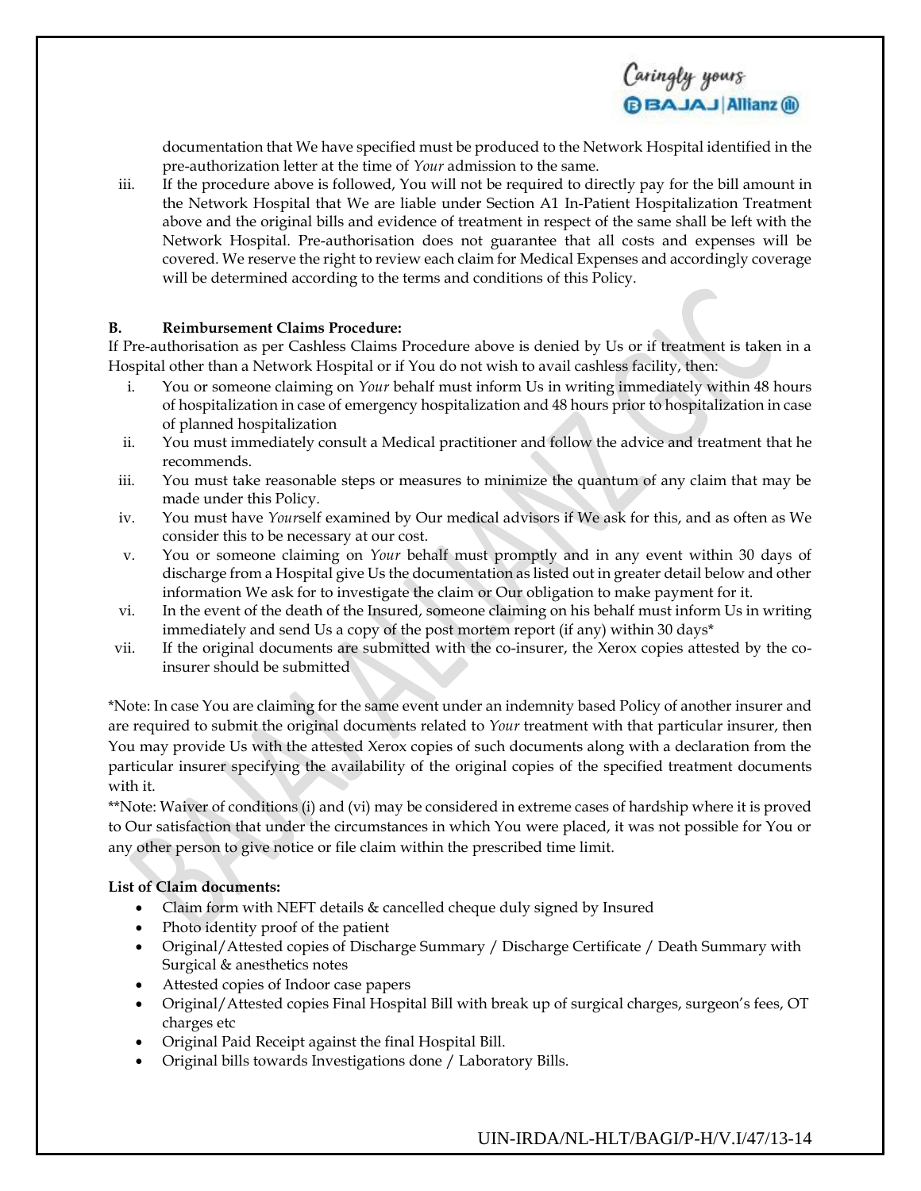documentation that We have specified must be produced to the Network Hospital identified in the pre-authorization letter at the time of *Your* admission to the same.

iii. If the procedure above is followed, You will not be required to directly pay for the bill amount in the Network Hospital that We are liable under Section A1 In-Patient Hospitalization Treatment above and the original bills and evidence of treatment in respect of the same shall be left with the Network Hospital. Pre-authorisation does not guarantee that all costs and expenses will be covered. We reserve the right to review each claim for Medical Expenses and accordingly coverage will be determined according to the terms and conditions of this Policy.

**B. Reimbursement Claims Procedure:**

If Pre-authorisation as per Cashless Claims Procedure above is denied by Us or if treatment is taken in a Hospital other than a Network Hospital or if You do not wish to avail cashless facility, then:

i. You or someone claiming on *Your* behalf must inform Us in writing immediately within 48 hours of hospitalization in case of emergency hospitalization and 48 hours prior to hospitalization in case of planned hospitalization
ii. You must immediately consult a Medical practitioner and follow the advice and treatment that he recommends.
iii. You must take reasonable steps or measures to minimize the quantum of any claim that may be made under this Policy.
iv. You must have *Your*self examined by Our medical advisors if We ask for this, and as often as We consider this to be necessary at our cost.
v. You or someone claiming on *Your* behalf must promptly and in any event within 30 days of discharge from a Hospital give Us the documentation as listed out in greater detail below and other information We ask for to investigate the claim or Our obligation to make payment for it.
vi. In the event of the death of the Insured, someone claiming on his behalf must inform Us in writing immediately and send Us a copy of the post mortem report (if any) within 30 days*
vii. If the original documents are submitted with the co-insurer, the Xerox copies attested by the co-insurer should be submitted

*Note: In case You are claiming for the same event under an indemnity based Policy of another insurer and are required to submit the original documents related to *Your* treatment with that particular insurer, then You may provide Us with the attested Xerox copies of such documents along with a declaration from the particular insurer specifying the availability of the original copies of the specified treatment documents with it.

**Note: Waiver of conditions (i) and (vi) may be considered in extreme cases of hardship where it is proved to Our satisfaction that under the circumstances in which You were placed, it was not possible for You or any other person to give notice or file claim within the prescribed time limit.

**List of Claim documents:**

- Claim form with NEFT details & cancelled cheque duly signed by Insured
- Photo identity proof of the patient
- Original/Attested copies of Discharge Summary / Discharge Certificate / Death Summary with Surgical & anesthetics notes
- Attested copies of Indoor case papers
- Original/Attested copies Final Hospital Bill with break up of surgical charges, surgeon's fees, OT charges etc
- Original Paid Receipt against the final Hospital Bill.
- Original bills towards Investigations done / Laboratory Bills.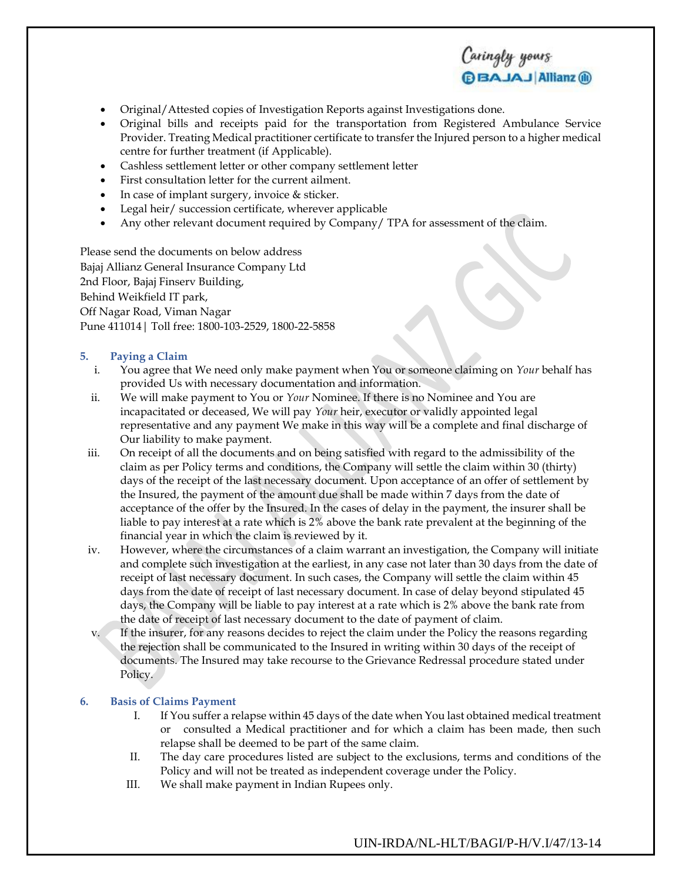- Original/Attested copies of Investigation Reports against Investigations done.
- Original bills and receipts paid for the transportation from Registered Ambulance Service Provider. Treating Medical practitioner certificate to transfer the Injured person to a higher medical centre for further treatment (if Applicable).
- Cashless settlement letter or other company settlement letter
- First consultation letter for the current ailment.
- In case of implant surgery, invoice & sticker.
- Legal heir/ succession certificate, wherever applicable
- Any other relevant document required by Company/ TPA for assessment of the claim.

Please send the documents on below address
Bajaj Allianz General Insurance Company Ltd
2nd Floor, Bajaj Finserv Building,
Behind Weikfield IT park,
Off Nagar Road, Viman Nagar
Pune 411014 | Toll free: 1800-103-2529, 1800-22-5858

### 5. Paying a Claim

i. You agree that We need only make payment when You or someone claiming on *Your* behalf has provided Us with necessary documentation and information.

ii. We will make payment to You or *Your* Nominee. If there is no Nominee and You are incapacitated or deceased, We will pay *Your* heir, executor or validly appointed legal representative and any payment We make in this way will be a complete and final discharge of Our liability to make payment.

iii. On receipt of all the documents and on being satisfied with regard to the admissibility of the claim as per Policy terms and conditions, the Company will settle the claim within 30 (thirty) days of the receipt of the last necessary document. Upon acceptance of an offer of settlement by the Insured, the payment of the amount due shall be made within 7 days from the date of acceptance of the offer by the Insured. In the cases of delay in the payment, the insurer shall be liable to pay interest at a rate which is 2% above the bank rate prevalent at the beginning of the financial year in which the claim is reviewed by it.

iv. However, where the circumstances of a claim warrant an investigation, the Company will initiate and complete such investigation at the earliest, in any case not later than 30 days from the date of receipt of last necessary document. In such cases, the Company will settle the claim within 45 days from the date of receipt of last necessary document. In case of delay beyond stipulated 45 days, the Company will be liable to pay interest at a rate which is 2% above the bank rate from the date of receipt of last necessary document to the date of payment of claim.

v. If the insurer, for any reasons decides to reject the claim under the Policy the reasons regarding the rejection shall be communicated to the Insured in writing within 30 days of the receipt of documents. The Insured may take recourse to the Grievance Redressal procedure stated under Policy.

### 6. Basis of Claims Payment

I. If You suffer a relapse within 45 days of the date when You last obtained medical treatment or consulted a Medical practitioner and for which a claim has been made, then such relapse shall be deemed to be part of the same claim.

II. The day care procedures listed are subject to the exclusions, terms and conditions of the Policy and will not be treated as independent coverage under the Policy.

III. We shall make payment in Indian Rupees only.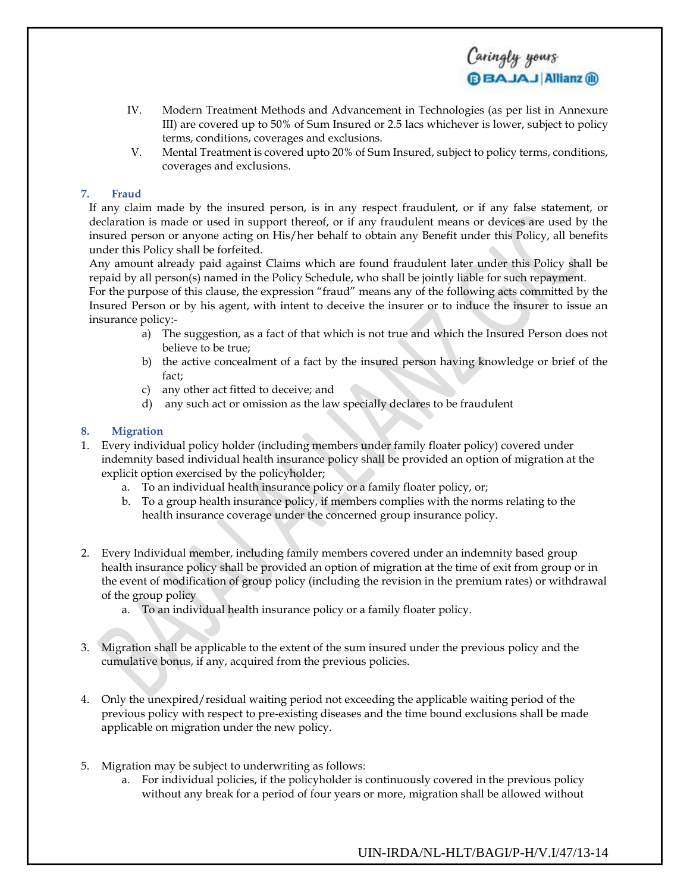IV. Modern Treatment Methods and Advancement in Technologies (as per list in Annexure III) are covered up to 50% of Sum Insured or 2.5 lacs whichever is lower, subject to policy terms, conditions, coverages and exclusions.

V. Mental Treatment is covered upto 20% of Sum Insured, subject to policy terms, conditions, coverages and exclusions.

### 7. Fraud

If any claim made by the insured person, is in any respect fraudulent, or if any false statement, or declaration is made or used in support thereof, or if any fraudulent means or devices are used by the insured person or anyone acting on His/her behalf to obtain any Benefit under this Policy, all benefits under this Policy shall be forfeited.

Any amount already paid against Claims which are found fraudulent later under this Policy shall be repaid by all person(s) named in the Policy Schedule, who shall be jointly liable for such repayment.

For the purpose of this clause, the expression "fraud" means any of the following acts committed by the Insured Person or by his agent, with intent to deceive the insurer or to induce the insurer to issue an insurance policy:-

a) The suggestion, as a fact of that which is not true and which the Insured Person does not believe to be true;
b) the active concealment of a fact by the insured person having knowledge or brief of the fact;
c) any other act fitted to deceive; and
d) any such act or omission as the law specially declares to be fraudulent

### 8. Migration

1. Every individual policy holder (including members under family floater policy) covered under indemnity based individual health insurance policy shall be provided an option of migration at the explicit option exercised by the policyholder;
   a. To an individual health insurance policy or a family floater policy, or;
   b. To a group health insurance policy, if members complies with the norms relating to the health insurance coverage under the concerned group insurance policy.

2. Every Individual member, including family members covered under an indemnity based group health insurance policy shall be provided an option of migration at the time of exit from group or in the event of modification of group policy (including the revision in the premium rates) or withdrawal of the group policy
   a. To an individual health insurance policy or a family floater policy.

3. Migration shall be applicable to the extent of the sum insured under the previous policy and the cumulative bonus, if any, acquired from the previous policies.

4. Only the unexpired/residual waiting period not exceeding the applicable waiting period of the previous policy with respect to pre-existing diseases and the time bound exclusions shall be made applicable on migration under the new policy.

5. Migration may be subject to underwriting as follows:
   a. For individual policies, if the policyholder is continuously covered in the previous policy without any break for a period of four years or more, migration shall be allowed without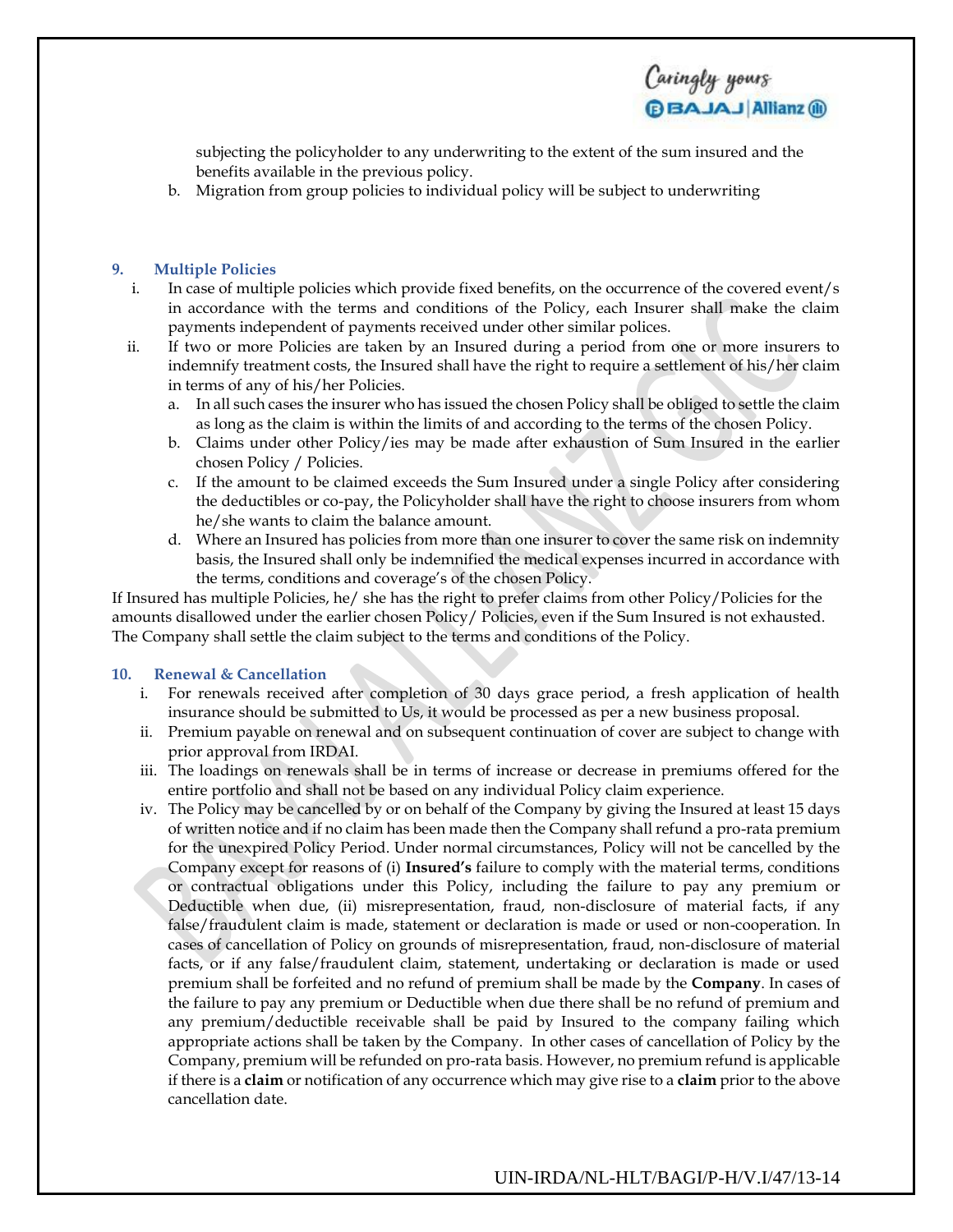subjecting the policyholder to any underwriting to the extent of the sum insured and the benefits available in the previous policy.

b. Migration from group policies to individual policy will be subject to underwriting

## 9. Multiple Policies

i. In case of multiple policies which provide fixed benefits, on the occurrence of the covered event/s in accordance with the terms and conditions of the Policy, each Insurer shall make the claim payments independent of payments received under other similar polices.

ii. If two or more Policies are taken by an Insured during a period from one or more insurers to indemnify treatment costs, the Insured shall have the right to require a settlement of his/her claim in terms of any of his/her Policies.

   a. In all such cases the insurer who has issued the chosen Policy shall be obliged to settle the claim as long as the claim is within the limits of and according to the terms of the chosen Policy.

   b. Claims under other Policy/ies may be made after exhaustion of Sum Insured in the earlier chosen Policy / Policies.

   c. If the amount to be claimed exceeds the Sum Insured under a single Policy after considering the deductibles or co-pay, the Policyholder shall have the right to choose insurers from whom he/she wants to claim the balance amount.

   d. Where an Insured has policies from more than one insurer to cover the same risk on indemnity basis, the Insured shall only be indemnified the medical expenses incurred in accordance with the terms, conditions and coverage's of the chosen Policy.

If Insured has multiple Policies, he/ she has the right to prefer claims from other Policy/Policies for the amounts disallowed under the earlier chosen Policy/ Policies, even if the Sum Insured is not exhausted. The Company shall settle the claim subject to the terms and conditions of the Policy.

## 10. Renewal & Cancellation

i. For renewals received after completion of 30 days grace period, a fresh application of health insurance should be submitted to Us, it would be processed as per a new business proposal.

ii. Premium payable on renewal and on subsequent continuation of cover are subject to change with prior approval from IRDAI.

iii. The loadings on renewals shall be in terms of increase or decrease in premiums offered for the entire portfolio and shall not be based on any individual Policy claim experience.

iv. The Policy may be cancelled by or on behalf of the Company by giving the Insured at least 15 days of written notice and if no claim has been made then the Company shall refund a pro-rata premium for the unexpired Policy Period. Under normal circumstances, Policy will not be cancelled by the Company except for reasons of (i) **Insured's** failure to comply with the material terms, conditions or contractual obligations under this Policy, including the failure to pay any premium or Deductible when due, (ii) misrepresentation, fraud, non-disclosure of material facts, if any false/fraudulent claim is made, statement or declaration is made or used or non-cooperation. In cases of cancellation of Policy on grounds of misrepresentation, fraud, non-disclosure of material facts, or if any false/fraudulent claim, statement, undertaking or declaration is made or used premium shall be forfeited and no refund of premium shall be made by the **Company**. In cases of the failure to pay any premium or Deductible when due there shall be no refund of premium and any premium/deductible receivable shall be paid by Insured to the company failing which appropriate actions shall be taken by the Company. In other cases of cancellation of Policy by the Company, premium will be refunded on pro-rata basis. However, no premium refund is applicable if there is a **claim** or notification of any occurrence which may give rise to a **claim** prior to the above cancellation date.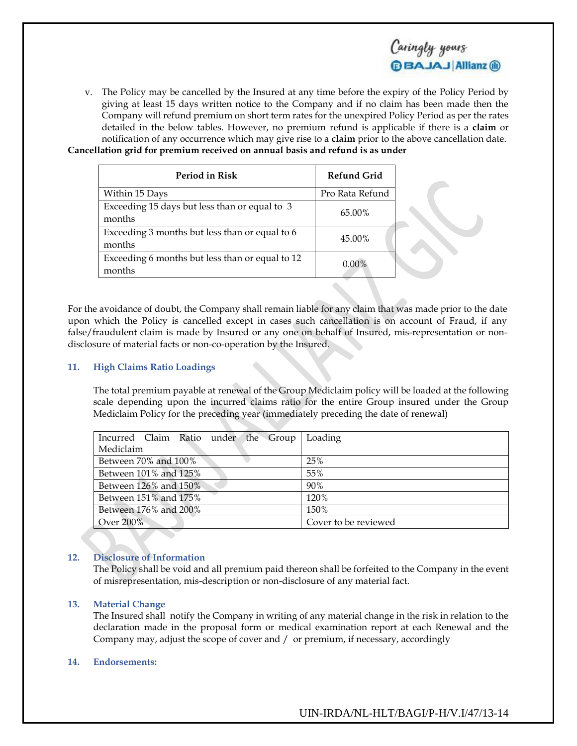v. The Policy may be cancelled by the Insured at any time before the expiry of the Policy Period by giving at least 15 days written notice to the Company and if no claim has been made then the Company will refund premium on short term rates for the unexpired Policy Period as per the rates detailed in the below tables. However, no premium refund is applicable if there is a **claim** or notification of any occurrence which may give rise to a **claim** prior to the above cancellation date.

**Cancellation grid for premium received on annual basis and refund is as under**

| Period in Risk | Refund Grid |
|---|---|
| Within 15 Days | Pro Rata Refund |
| Exceeding 15 days but less than or equal to 3 months | 65.00% |
| Exceeding 3 months but less than or equal to 6 months | 45.00% |
| Exceeding 6 months but less than or equal to 12 months | 0.00% |

For the avoidance of doubt, the Company shall remain liable for any claim that was made prior to the date upon which the Policy is cancelled except in cases such cancellation is on account of Fraud, if any false/fraudulent claim is made by Insured or any one on behalf of Insured, mis-representation or non-disclosure of material facts or non-co-operation by the Insured.

### 11. High Claims Ratio Loadings

The total premium payable at renewal of the Group Mediclaim policy will be loaded at the following scale depending upon the incurred claims ratio for the entire Group insured under the Group Mediclaim Policy for the preceding year (immediately preceding the date of renewal)

| Incurred Claim Ratio under the Group Mediclaim | Loading |
|---|---|
| Between 70% and 100% | 25% |
| Between 101% and 125% | 55% |
| Between 126% and 150% | 90% |
| Between 151% and 175% | 120% |
| Between 176% and 200% | 150% |
| Over 200% | Cover to be reviewed |

### 12. Disclosure of Information

The Policy shall be void and all premium paid thereon shall be forfeited to the Company in the event of misrepresentation, mis-description or non-disclosure of any material fact.

### 13. Material Change

The Insured shall notify the Company in writing of any material change in the risk in relation to the declaration made in the proposal form or medical examination report at each Renewal and the Company may, adjust the scope of cover and / or premium, if necessary, accordingly

### 14. Endorsements: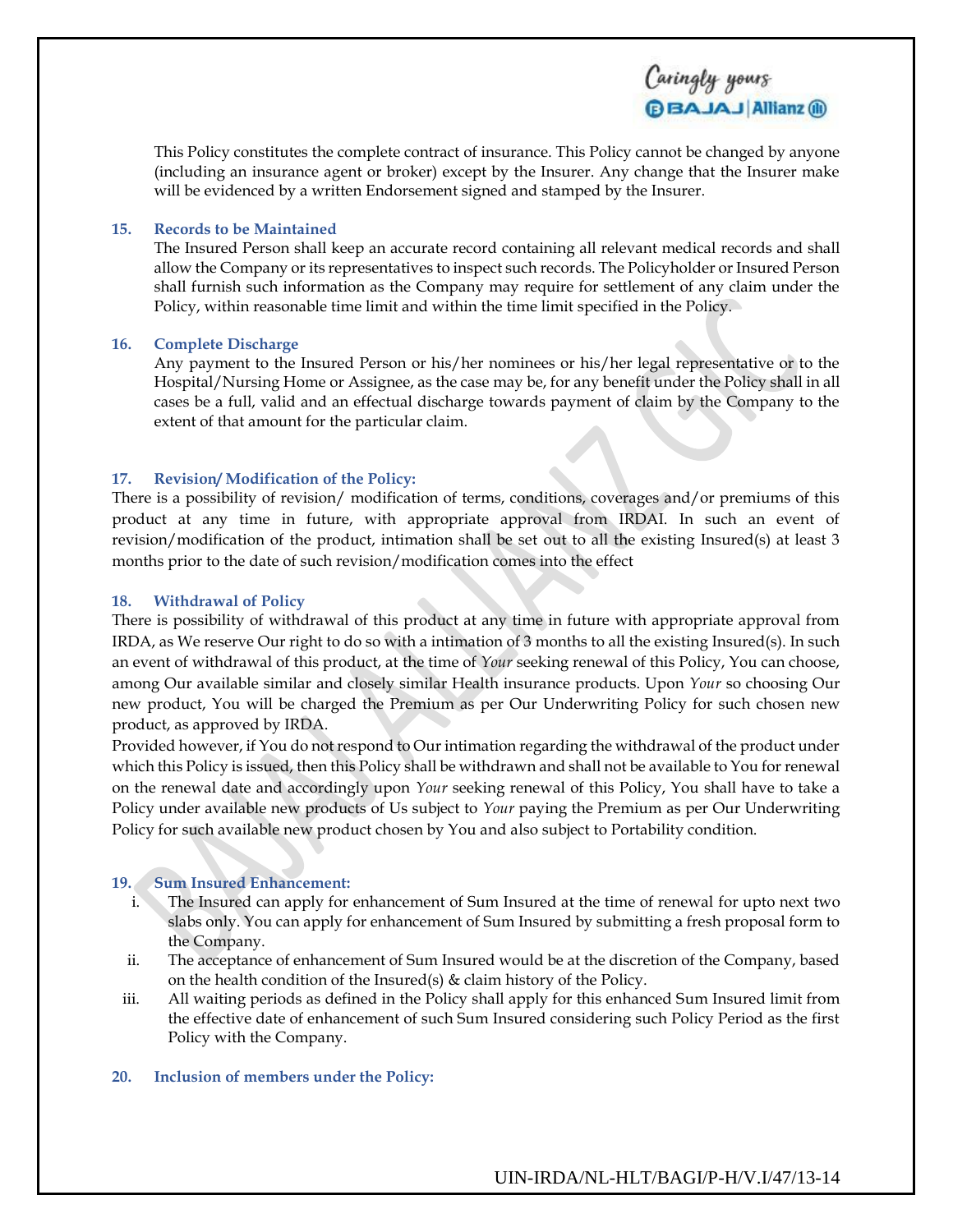This Policy constitutes the complete contract of insurance. This Policy cannot be changed by anyone (including an insurance agent or broker) except by the Insurer. Any change that the Insurer make will be evidenced by a written Endorsement signed and stamped by the Insurer.

### 15. Records to be Maintained

The Insured Person shall keep an accurate record containing all relevant medical records and shall allow the Company or its representatives to inspect such records. The Policyholder or Insured Person shall furnish such information as the Company may require for settlement of any claim under the Policy, within reasonable time limit and within the time limit specified in the Policy.

### 16. Complete Discharge

Any payment to the Insured Person or his/her nominees or his/her legal representative or to the Hospital/Nursing Home or Assignee, as the case may be, for any benefit under the Policy shall in all cases be a full, valid and an effectual discharge towards payment of claim by the Company to the extent of that amount for the particular claim.

### 17. Revision/ Modification of the Policy:

There is a possibility of revision/ modification of terms, conditions, coverages and/or premiums of this product at any time in future, with appropriate approval from IRDAI. In such an event of revision/modification of the product, intimation shall be set out to all the existing Insured(s) at least 3 months prior to the date of such revision/modification comes into the effect

### 18. Withdrawal of Policy

There is possibility of withdrawal of this product at any time in future with appropriate approval from IRDA, as We reserve Our right to do so with a intimation of 3 months to all the existing Insured(s). In such an event of withdrawal of this product, at the time of *Your* seeking renewal of this Policy, You can choose, among Our available similar and closely similar Health insurance products. Upon *Your* so choosing Our new product, You will be charged the Premium as per Our Underwriting Policy for such chosen new product, as approved by IRDA.

Provided however, if You do not respond to Our intimation regarding the withdrawal of the product under which this Policy is issued, then this Policy shall be withdrawn and shall not be available to You for renewal on the renewal date and accordingly upon *Your* seeking renewal of this Policy, You shall have to take a Policy under available new products of Us subject to *Your* paying the Premium as per Our Underwriting Policy for such available new product chosen by You and also subject to Portability condition.

### 19. Sum Insured Enhancement:

i. The Insured can apply for enhancement of Sum Insured at the time of renewal for upto next two slabs only. You can apply for enhancement of Sum Insured by submitting a fresh proposal form to the Company.

ii. The acceptance of enhancement of Sum Insured would be at the discretion of the Company, based on the health condition of the Insured(s) & claim history of the Policy.

iii. All waiting periods as defined in the Policy shall apply for this enhanced Sum Insured limit from the effective date of enhancement of such Sum Insured considering such Policy Period as the first Policy with the Company.

### 20. Inclusion of members under the Policy: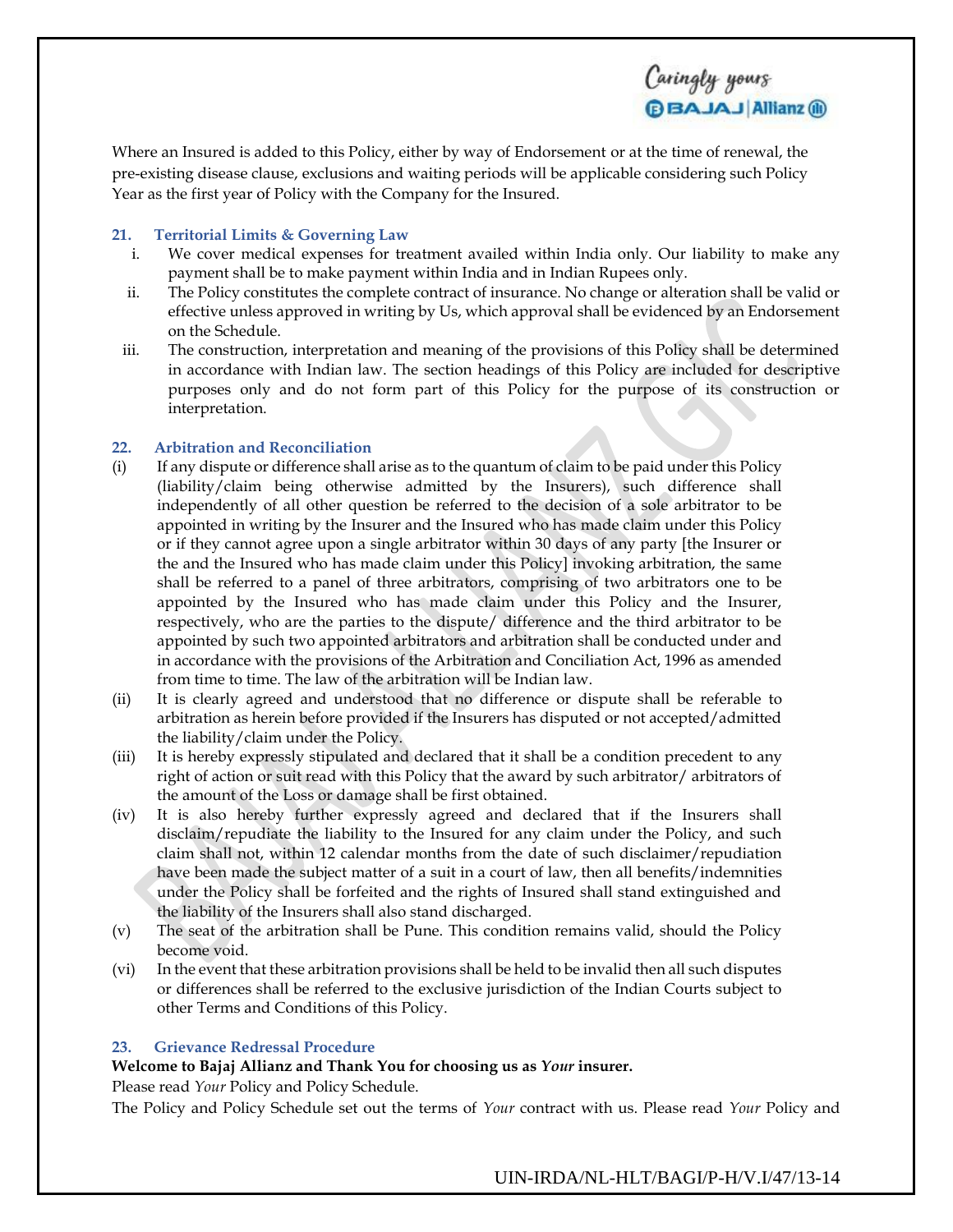Where an Insured is added to this Policy, either by way of Endorsement or at the time of renewal, the pre-existing disease clause, exclusions and waiting periods will be applicable considering such Policy Year as the first year of Policy with the Company for the Insured.

### 21. Territorial Limits & Governing Law

i. We cover medical expenses for treatment availed within India only. Our liability to make any payment shall be to make payment within India and in Indian Rupees only.

ii. The Policy constitutes the complete contract of insurance. No change or alteration shall be valid or effective unless approved in writing by Us, which approval shall be evidenced by an Endorsement on the Schedule.

iii. The construction, interpretation and meaning of the provisions of this Policy shall be determined in accordance with Indian law. The section headings of this Policy are included for descriptive purposes only and do not form part of this Policy for the purpose of its construction or interpretation.

### 22. Arbitration and Reconciliation

(i) If any dispute or difference shall arise as to the quantum of claim to be paid under this Policy (liability/claim being otherwise admitted by the Insurers), such difference shall independently of all other question be referred to the decision of a sole arbitrator to be appointed in writing by the Insurer and the Insured who has made claim under this Policy or if they cannot agree upon a single arbitrator within 30 days of any party [the Insurer or the and the Insured who has made claim under this Policy] invoking arbitration, the same shall be referred to a panel of three arbitrators, comprising of two arbitrators one to be appointed by the Insured who has made claim under this Policy and the Insurer, respectively, who are the parties to the dispute/ difference and the third arbitrator to be appointed by such two appointed arbitrators and arbitration shall be conducted under and in accordance with the provisions of the Arbitration and Conciliation Act, 1996 as amended from time to time. The law of the arbitration will be Indian law.

(ii) It is clearly agreed and understood that no difference or dispute shall be referable to arbitration as herein before provided if the Insurers has disputed or not accepted/admitted the liability/claim under the Policy.

(iii) It is hereby expressly stipulated and declared that it shall be a condition precedent to any right of action or suit read with this Policy that the award by such arbitrator/ arbitrators of the amount of the Loss or damage shall be first obtained.

(iv) It is also hereby further expressly agreed and declared that if the Insurers shall disclaim/repudiate the liability to the Insured for any claim under the Policy, and such claim shall not, within 12 calendar months from the date of such disclaimer/repudiation have been made the subject matter of a suit in a court of law, then all benefits/indemnities under the Policy shall be forfeited and the rights of Insured shall stand extinguished and the liability of the Insurers shall also stand discharged.

(v) The seat of the arbitration shall be Pune. This condition remains valid, should the Policy become void.

(vi) In the event that these arbitration provisions shall be held to be invalid then all such disputes or differences shall be referred to the exclusive jurisdiction of the Indian Courts subject to other Terms and Conditions of this Policy.

### 23. Grievance Redressal Procedure

**Welcome to Bajaj Allianz and Thank You for choosing us as *Your* insurer.**

Please read *Your* Policy and Policy Schedule.

The Policy and Policy Schedule set out the terms of *Your* contract with us. Please read *Your* Policy and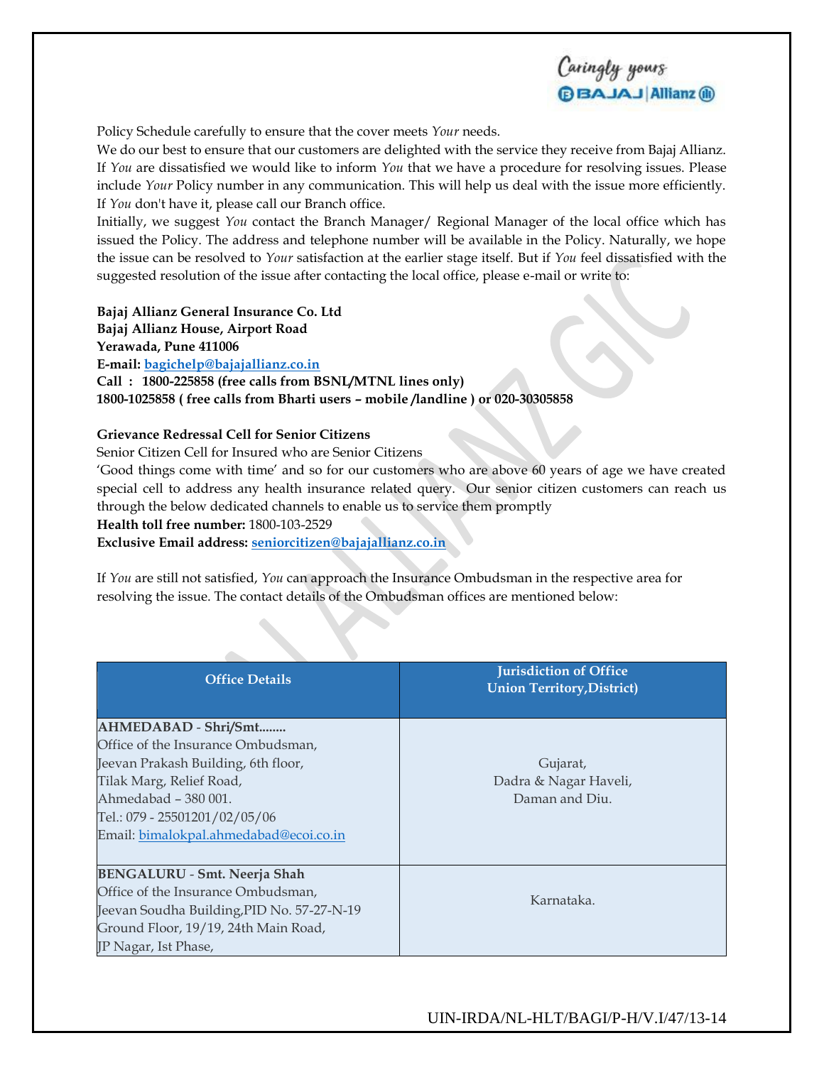Policy Schedule carefully to ensure that the cover meets *Your* needs.

We do our best to ensure that our customers are delighted with the service they receive from Bajaj Allianz. If *You* are dissatisfied we would like to inform *You* that we have a procedure for resolving issues. Please include *Your* Policy number in any communication. This will help us deal with the issue more efficiently. If *You* don't have it, please call our Branch office.

Initially, we suggest *You* contact the Branch Manager/ Regional Manager of the local office which has issued the Policy. The address and telephone number will be available in the Policy. Naturally, we hope the issue can be resolved to *Your* satisfaction at the earlier stage itself. But if *You* feel dissatisfied with the suggested resolution of the issue after contacting the local office, please e-mail or write to:

**Bajaj Allianz General Insurance Co. Ltd**
**Bajaj Allianz House, Airport Road**
**Yerawada, Pune 411006**
**E-mail: bagichelp@bajajallianz.co.in**
**Call : 1800-225858 (free calls from BSNL/MTNL lines only)**
**1800-1025858 ( free calls from Bharti users – mobile /landline ) or 020-30305858**

**Grievance Redressal Cell for Senior Citizens**

Senior Citizen Cell for Insured who are Senior Citizens

'Good things come with time' and so for our customers who are above 60 years of age we have created special cell to address any health insurance related query. Our senior citizen customers can reach us through the below dedicated channels to enable us to service them promptly

**Health toll free number:** 1800-103-2529
**Exclusive Email address: seniorcitizen@bajajallianz.co.in**

If *You* are still not satisfied, *You* can approach the Insurance Ombudsman in the respective area for resolving the issue. The contact details of the Ombudsman offices are mentioned below:

| Office Details | Jurisdiction of Office Union Territory,District) |
|---|---|
| **AHMEDABAD - Shri/Smt........** Office of the Insurance Ombudsman, Jeevan Prakash Building, 6th floor, Tilak Marg, Relief Road, Ahmedabad – 380 001. Tel.: 079 - 25501201/02/05/06 Email: bimalokpal.ahmedabad@ecoi.co.in | Gujarat, Dadra & Nagar Haveli, Daman and Diu. |
| **BENGALURU - Smt. Neerja Shah** Office of the Insurance Ombudsman, Jeevan Soudha Building,PID No. 57-27-N-19 Ground Floor, 19/19, 24th Main Road, JP Nagar, Ist Phase, | Karnataka. |

UIN-IRDA/NL-HLT/BAGI/P-H/V.I/47/13-14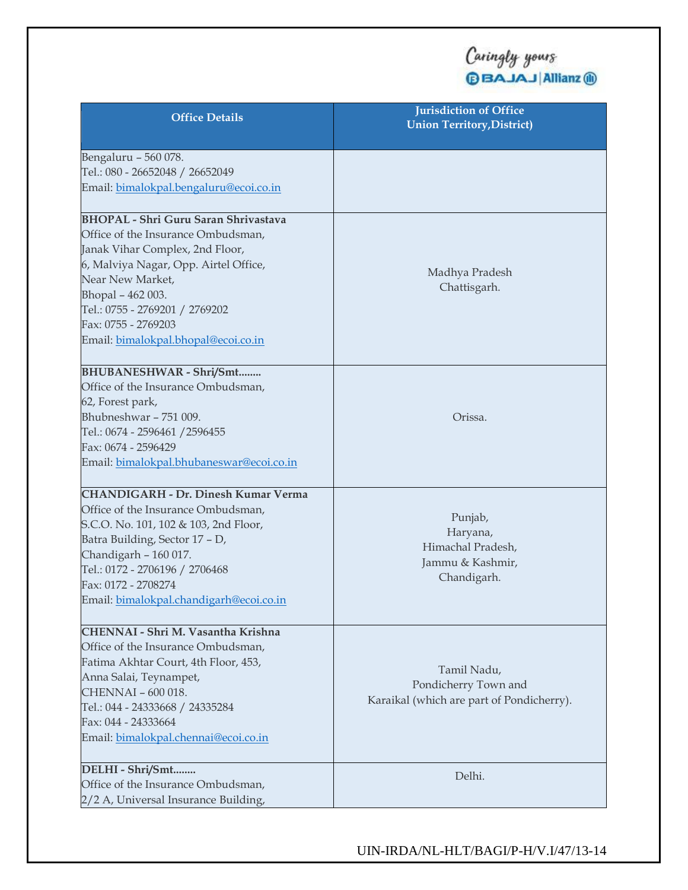| Office Details | Jurisdiction of Office Union Territory,District) |
|---|---|
| Bengaluru – 560 078.<br>Tel.: 080 - 26652048 / 26652049<br>Email: bimalokpal.bengaluru@ecoi.co.in | |
| **BHOPAL - Shri Guru Saran Shrivastava**<br>Office of the Insurance Ombudsman,<br>Janak Vihar Complex, 2nd Floor,<br>6, Malviya Nagar, Opp. Airtel Office,<br>Near New Market,<br>Bhopal – 462 003.<br>Tel.: 0755 - 2769201 / 2769202<br>Fax: 0755 - 2769203<br>Email: bimalokpal.bhopal@ecoi.co.in | Madhya Pradesh<br>Chattisgarh. |
| **BHUBANESHWAR - Shri/Smt........**<br>Office of the Insurance Ombudsman,<br>62, Forest park,<br>Bhubneshwar – 751 009.<br>Tel.: 0674 - 2596461 /2596455<br>Fax: 0674 - 2596429<br>Email: bimalokpal.bhubaneswar@ecoi.co.in | Orissa. |
| **CHANDIGARH - Dr. Dinesh Kumar Verma**<br>Office of the Insurance Ombudsman,<br>S.C.O. No. 101, 102 & 103, 2nd Floor,<br>Batra Building, Sector 17 – D,<br>Chandigarh – 160 017.<br>Tel.: 0172 - 2706196 / 2706468<br>Fax: 0172 - 2708274<br>Email: bimalokpal.chandigarh@ecoi.co.in | Punjab,<br>Haryana,<br>Himachal Pradesh,<br>Jammu & Kashmir,<br>Chandigarh. |
| **CHENNAI - Shri M. Vasantha Krishna**<br>Office of the Insurance Ombudsman,<br>Fatima Akhtar Court, 4th Floor, 453,<br>Anna Salai, Teynampet,<br>CHENNAI – 600 018.<br>Tel.: 044 - 24333668 / 24335284<br>Fax: 044 - 24333664<br>Email: bimalokpal.chennai@ecoi.co.in | Tamil Nadu,<br>Pondicherry Town and<br>Karaikal (which are part of Pondicherry). |
| **DELHI - Shri/Smt........**<br>Office of the Insurance Ombudsman,<br>2/2 A, Universal Insurance Building, | Delhi. |

UIN-IRDA/NL-HLT/BAGI/P-H/V.I/47/13-14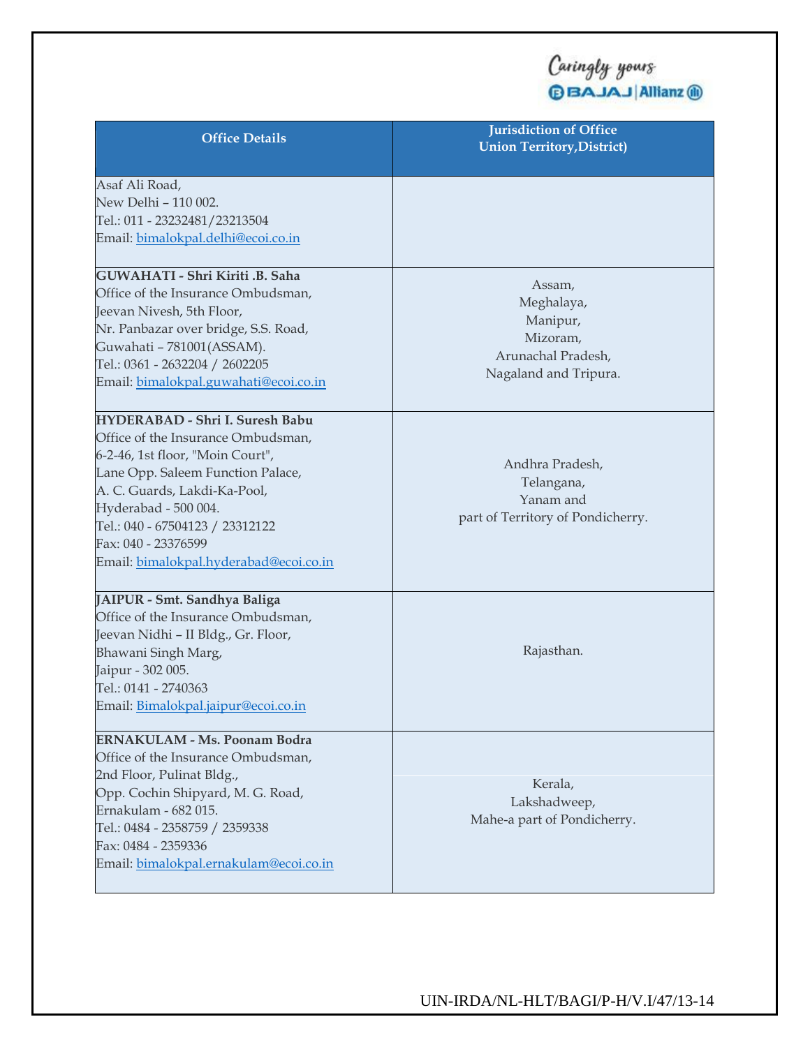| Office Details | Jurisdiction of Office Union Territory,District) |
|---|---|
| Asaf Ali Road,<br>New Delhi – 110 002.<br>Tel.: 011 - 23232481/23213504<br>Email: bimalokpal.delhi@ecoi.co.in | |
| **GUWAHATI - Shri Kiriti .B. Saha**<br>Office of the Insurance Ombudsman,<br>Jeevan Nivesh, 5th Floor,<br>Nr. Panbazar over bridge, S.S. Road,<br>Guwahati – 781001(ASSAM).<br>Tel.: 0361 - 2632204 / 2602205<br>Email: bimalokpal.guwahati@ecoi.co.in | Assam,<br>Meghalaya,<br>Manipur,<br>Mizoram,<br>Arunachal Pradesh,<br>Nagaland and Tripura. |
| **HYDERABAD - Shri I. Suresh Babu**<br>Office of the Insurance Ombudsman,<br>6-2-46, 1st floor, "Moin Court",<br>Lane Opp. Saleem Function Palace,<br>A. C. Guards, Lakdi-Ka-Pool,<br>Hyderabad - 500 004.<br>Tel.: 040 - 67504123 / 23312122<br>Fax: 040 - 23376599<br>Email: bimalokpal.hyderabad@ecoi.co.in | Andhra Pradesh,<br>Telangana,<br>Yanam and<br>part of Territory of Pondicherry. |
| **JAIPUR - Smt. Sandhya Baliga**<br>Office of the Insurance Ombudsman,<br>Jeevan Nidhi – II Bldg., Gr. Floor,<br>Bhawani Singh Marg,<br>Jaipur - 302 005.<br>Tel.: 0141 - 2740363<br>Email: Bimalokpal.jaipur@ecoi.co.in | Rajasthan. |
| **ERNAKULAM - Ms. Poonam Bodra**<br>Office of the Insurance Ombudsman,<br>2nd Floor, Pulinat Bldg.,<br>Opp. Cochin Shipyard, M. G. Road,<br>Ernakulam - 682 015.<br>Tel.: 0484 - 2358759 / 2359338<br>Fax: 0484 - 2359336<br>Email: bimalokpal.ernakulam@ecoi.co.in | Kerala,<br>Lakshadweep,<br>Mahe-a part of Pondicherry. |

UIN-IRDA/NL-HLT/BAGI/P-H/V.I/47/13-14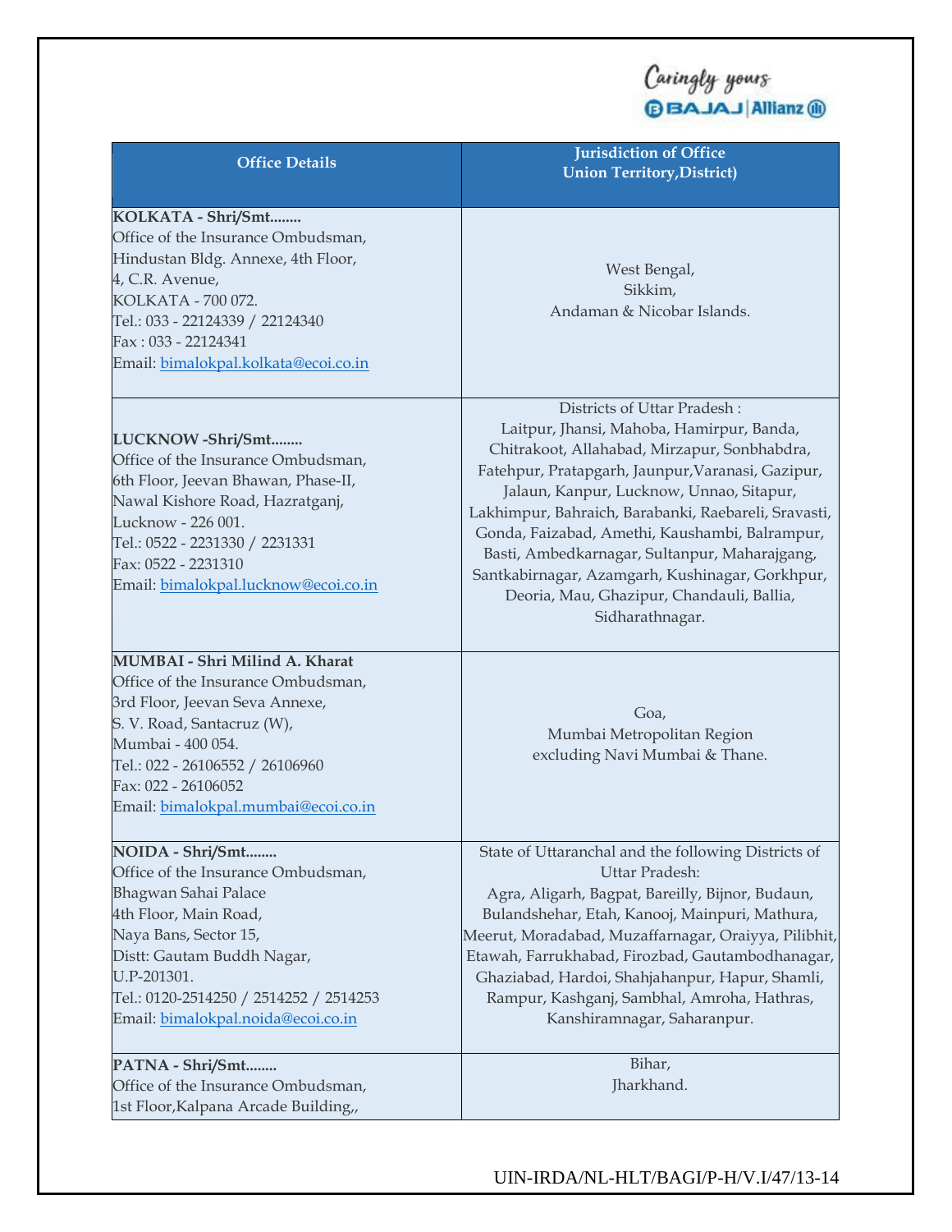| Office Details | Jurisdiction of Office Union Territory,District) |
|---|---|
| **KOLKATA - Shri/Smt........**<br>Office of the Insurance Ombudsman,<br>Hindustan Bldg. Annexe, 4th Floor,<br>4, C.R. Avenue,<br>KOLKATA - 700 072.<br>Tel.: 033 - 22124339 / 22124340<br>Fax : 033 - 22124341<br>Email: bimalokpal.kolkata@ecoi.co.in | West Bengal,<br>Sikkim,<br>Andaman & Nicobar Islands. |
| **LUCKNOW -Shri/Smt........**<br>Office of the Insurance Ombudsman,<br>6th Floor, Jeevan Bhawan, Phase-II,<br>Nawal Kishore Road, Hazratganj,<br>Lucknow - 226 001.<br>Tel.: 0522 - 2231330 / 2231331<br>Fax: 0522 - 2231310<br>Email: bimalokpal.lucknow@ecoi.co.in | Districts of Uttar Pradesh :<br>Laitpur, Jhansi, Mahoba, Hamirpur, Banda, Chitrakoot, Allahabad, Mirzapur, Sonbhabdra, Fatehpur, Pratapgarh, Jaunpur,Varanasi, Gazipur, Jalaun, Kanpur, Lucknow, Unnao, Sitapur, Lakhimpur, Bahraich, Barabanki, Raebareli, Sravasti, Gonda, Faizabad, Amethi, Kaushambi, Balrampur, Basti, Ambedkarnagar, Sultanpur, Maharajgang, Santkabirnagar, Azamgarh, Kushinagar, Gorkhpur, Deoria, Mau, Ghazipur, Chandauli, Ballia, Sidharathnagar. |
| **MUMBAI - Shri Milind A. Kharat**<br>Office of the Insurance Ombudsman,<br>3rd Floor, Jeevan Seva Annexe,<br>S. V. Road, Santacruz (W),<br>Mumbai - 400 054.<br>Tel.: 022 - 26106552 / 26106960<br>Fax: 022 - 26106052<br>Email: bimalokpal.mumbai@ecoi.co.in | Goa,<br>Mumbai Metropolitan Region excluding Navi Mumbai & Thane. |
| **NOIDA - Shri/Smt........**<br>Office of the Insurance Ombudsman,<br>Bhagwan Sahai Palace<br>4th Floor, Main Road,<br>Naya Bans, Sector 15,<br>Distt: Gautam Buddh Nagar,<br>U.P-201301.<br>Tel.: 0120-2514250 / 2514252 / 2514253<br>Email: bimalokpal.noida@ecoi.co.in | State of Uttaranchal and the following Districts of Uttar Pradesh:<br>Agra, Aligarh, Bagpat, Bareilly, Bijnor, Budaun, Bulandshehar, Etah, Kanooj, Mainpuri, Mathura, Meerut, Moradabad, Muzaffarnagar, Oraiyya, Pilibhit, Etawah, Farrukhabad, Firozbad, Gautambodhanagar, Ghaziabad, Hardoi, Shahjahanpur, Hapur, Shamli, Rampur, Kashganj, Sambhal, Amroha, Hathras, Kanshiramnagar, Saharanpur. |
| **PATNA - Shri/Smt........**<br>Office of the Insurance Ombudsman,<br>1st Floor,Kalpana Arcade Building,, | Bihar,<br>Jharkhand. |

UIN-IRDA/NL-HLT/BAGI/P-H/V.I/47/13-14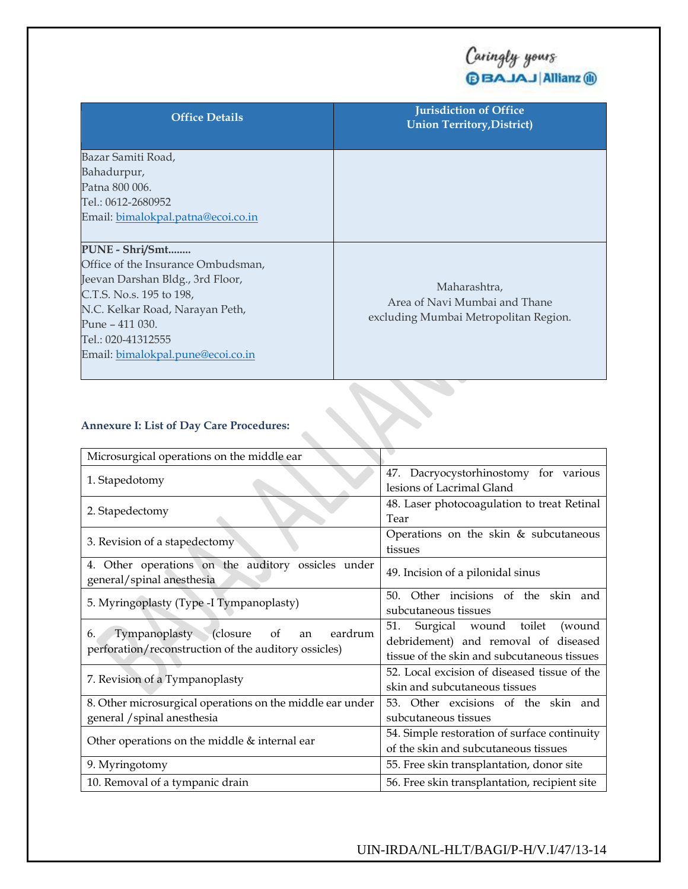| Office Details | Jurisdiction of Office Union Territory,District) |
|---|---|
| Bazar Samiti Road,<br>Bahadurpur,<br>Patna 800 006.<br>Tel.: 0612-2680952<br>Email: bimalokpal.patna@ecoi.co.in | |
| **PUNE - Shri/Smt........**<br>Office of the Insurance Ombudsman,<br>Jeevan Darshan Bldg., 3rd Floor,<br>C.T.S. No.s. 195 to 198,<br>N.C. Kelkar Road, Narayan Peth,<br>Pune – 411 030.<br>Tel.: 020-41312555<br>Email: bimalokpal.pune@ecoi.co.in | Maharashtra,<br>Area of Navi Mumbai and Thane excluding Mumbai Metropolitan Region. |

### Annexure I: List of Day Care Procedures:

| Microsurgical operations on the middle ear | |
|---|---|
| 1. Stapedotomy | 47. Dacryocystorhinostomy for various lesions of Lacrimal Gland |
| 2. Stapedectomy | 48. Laser photocoagulation to treat Retinal Tear |
| 3. Revision of a stapedectomy | Operations on the skin & subcutaneous tissues |
| 4. Other operations on the auditory ossicles under general/spinal anesthesia | 49. Incision of a pilonidal sinus |
| 5. Myringoplasty (Type -I Tympanoplasty) | 50. Other incisions of the skin and subcutaneous tissues |
| 6. Tympanoplasty (closure of an eardrum perforation/reconstruction of the auditory ossicles) | 51. Surgical wound toilet (wound debridement) and removal of diseased tissue of the skin and subcutaneous tissues |
| 7. Revision of a Tympanoplasty | 52. Local excision of diseased tissue of the skin and subcutaneous tissues |
| 8. Other microsurgical operations on the middle ear under general /spinal anesthesia | 53. Other excisions of the skin and subcutaneous tissues |
| Other operations on the middle & internal ear | 54. Simple restoration of surface continuity of the skin and subcutaneous tissues |
| 9. Myringotomy | 55. Free skin transplantation, donor site |
| 10. Removal of a tympanic drain | 56. Free skin transplantation, recipient site |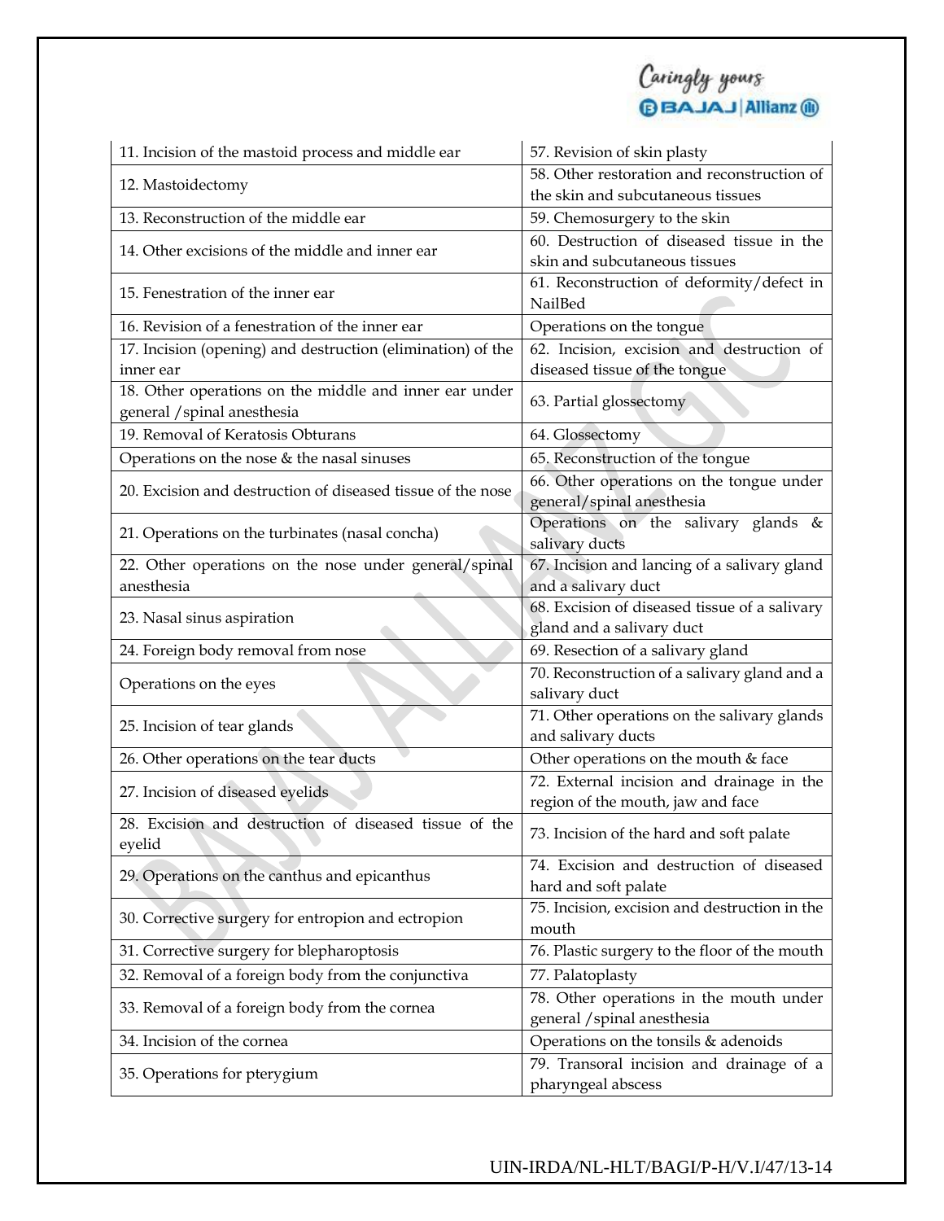| 11. Incision of the mastoid process and middle ear | 57. Revision of skin plasty |
|---|---|
| 12. Mastoidectomy | 58. Other restoration and reconstruction of the skin and subcutaneous tissues |
| 13. Reconstruction of the middle ear | 59. Chemosurgery to the skin |
| 14. Other excisions of the middle and inner ear | 60. Destruction of diseased tissue in the skin and subcutaneous tissues |
| 15. Fenestration of the inner ear | 61. Reconstruction of deformity/defect in NailBed |
| 16. Revision of a fenestration of the inner ear | Operations on the tongue |
| 17. Incision (opening) and destruction (elimination) of the inner ear | 62. Incision, excision and destruction of diseased tissue of the tongue |
| 18. Other operations on the middle and inner ear under general /spinal anesthesia | 63. Partial glossectomy |
| 19. Removal of Keratosis Obturans | 64. Glossectomy |
| Operations on the nose & the nasal sinuses | 65. Reconstruction of the tongue |
| 20. Excision and destruction of diseased tissue of the nose | 66. Other operations on the tongue under general/spinal anesthesia |
| 21. Operations on the turbinates (nasal concha) | Operations on the salivary glands & salivary ducts |
| 22. Other operations on the nose under general/spinal anesthesia | 67. Incision and lancing of a salivary gland and a salivary duct |
| 23. Nasal sinus aspiration | 68. Excision of diseased tissue of a salivary gland and a salivary duct |
| 24. Foreign body removal from nose | 69. Resection of a salivary gland |
| Operations on the eyes | 70. Reconstruction of a salivary gland and a salivary duct |
| 25. Incision of tear glands | 71. Other operations on the salivary glands and salivary ducts |
| 26. Other operations on the tear ducts | Other operations on the mouth & face |
| 27. Incision of diseased eyelids | 72. External incision and drainage in the region of the mouth, jaw and face |
| 28. Excision and destruction of diseased tissue of the eyelid | 73. Incision of the hard and soft palate |
| 29. Operations on the canthus and epicanthus | 74. Excision and destruction of diseased hard and soft palate |
| 30. Corrective surgery for entropion and ectropion | 75. Incision, excision and destruction in the mouth |
| 31. Corrective surgery for blepharoptosis | 76. Plastic surgery to the floor of the mouth |
| 32. Removal of a foreign body from the conjunctiva | 77. Palatoplasty |
| 33. Removal of a foreign body from the cornea | 78. Other operations in the mouth under general /spinal anesthesia |
| 34. Incision of the cornea | Operations on the tonsils & adenoids |
| 35. Operations for pterygium | 79. Transoral incision and drainage of a pharyngeal abscess |

UIN-IRDA/NL-HLT/BAGI/P-H/V.I/47/13-14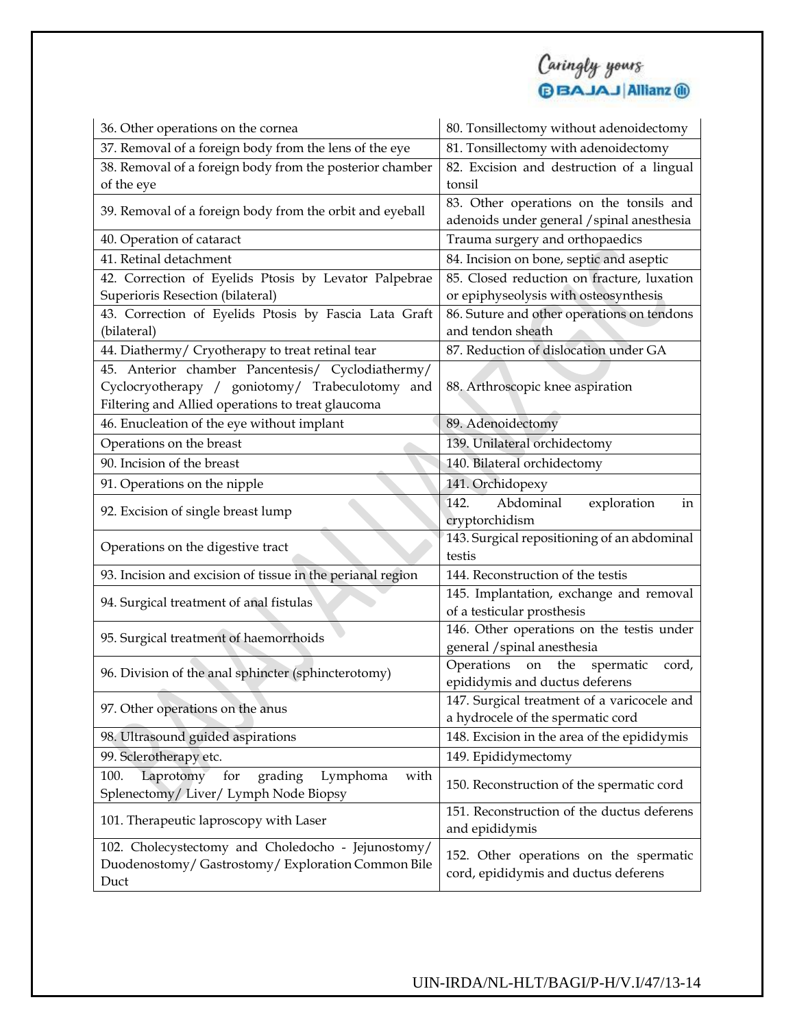| 36. Other operations on the cornea | 80. Tonsillectomy without adenoidectomy |
|---|---|
| 37. Removal of a foreign body from the lens of the eye | 81. Tonsillectomy with adenoidectomy |
| 38. Removal of a foreign body from the posterior chamber of the eye | 82. Excision and destruction of a lingual tonsil |
| 39. Removal of a foreign body from the orbit and eyeball | 83. Other operations on the tonsils and adenoids under general /spinal anesthesia |
| 40. Operation of cataract | Trauma surgery and orthopaedics |
| 41. Retinal detachment | 84. Incision on bone, septic and aseptic |
| 42. Correction of Eyelids Ptosis by Levator Palpebrae Superioris Resection (bilateral) | 85. Closed reduction on fracture, luxation or epiphyseolysis with osteosynthesis |
| 43. Correction of Eyelids Ptosis by Fascia Lata Graft (bilateral) | 86. Suture and other operations on tendons and tendon sheath |
| 44. Diathermy/ Cryotherapy to treat retinal tear | 87. Reduction of dislocation under GA |
| 45. Anterior chamber Pancentesis/ Cyclodiathermy/ Cyclocryotherapy / goniotomy/ Trabeculotomy and Filtering and Allied operations to treat glaucoma | 88. Arthroscopic knee aspiration |
| 46. Enucleation of the eye without implant | 89. Adenoidectomy |
| Operations on the breast | 139. Unilateral orchidectomy |
| 90. Incision of the breast | 140. Bilateral orchidectomy |
| 91. Operations on the nipple | 141. Orchidopexy |
| 92. Excision of single breast lump | 142. Abdominal exploration in cryptorchidism |
| Operations on the digestive tract | 143. Surgical repositioning of an abdominal testis |
| 93. Incision and excision of tissue in the perianal region | 144. Reconstruction of the testis |
| 94. Surgical treatment of anal fistulas | 145. Implantation, exchange and removal of a testicular prosthesis |
| 95. Surgical treatment of haemorrhoids | 146. Other operations on the testis under general /spinal anesthesia |
| 96. Division of the anal sphincter (sphincterotomy) | Operations on the spermatic cord, epididymis and ductus deferens |
| 97. Other operations on the anus | 147. Surgical treatment of a varicocele and a hydrocele of the spermatic cord |
| 98. Ultrasound guided aspirations | 148. Excision in the area of the epididymis |
| 99. Sclerotherapy etc. | 149. Epididymectomy |
| 100. Laprotomy for grading Lymphoma with Splenectomy/ Liver/ Lymph Node Biopsy | 150. Reconstruction of the spermatic cord |
| 101. Therapeutic laproscopy with Laser | 151. Reconstruction of the ductus deferens and epididymis |
| 102. Cholecystectomy and Choledocho - Jejunostomy/ Duodenostomy/ Gastrostomy/ Exploration Common Bile Duct | 152. Other operations on the spermatic cord, epididymis and ductus deferens |

UIN-IRDA/NL-HLT/BAGI/P-H/V.I/47/13-14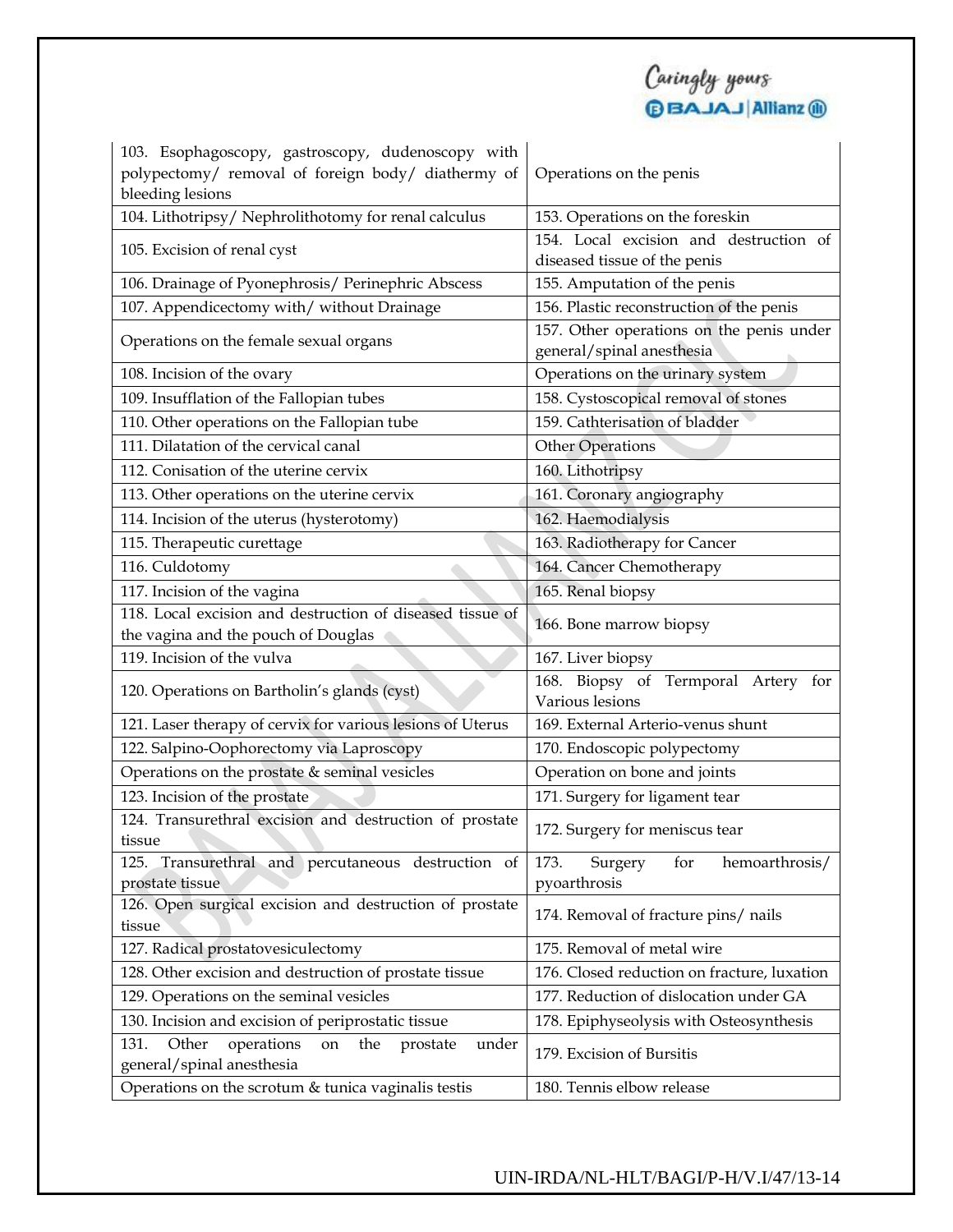| 103. Esophagoscopy, gastroscopy, dudenoscopy with polypectomy/ removal of foreign body/ diathermy of bleeding lesions | Operations on the penis |
|---|---|
| 104. Lithotripsy/ Nephrolithotomy for renal calculus | 153. Operations on the foreskin |
| 105. Excision of renal cyst | 154. Local excision and destruction of diseased tissue of the penis |
| 106. Drainage of Pyonephrosis/ Perinephric Abscess | 155. Amputation of the penis |
| 107. Appendicectomy with/ without Drainage | 156. Plastic reconstruction of the penis |
| Operations on the female sexual organs | 157. Other operations on the penis under general/spinal anesthesia |
| 108. Incision of the ovary | Operations on the urinary system |
| 109. Insufflation of the Fallopian tubes | 158. Cystoscopical removal of stones |
| 110. Other operations on the Fallopian tube | 159. Cathterisation of bladder |
| 111. Dilatation of the cervical canal | Other Operations |
| 112. Conisation of the uterine cervix | 160. Lithotripsy |
| 113. Other operations on the uterine cervix | 161. Coronary angiography |
| 114. Incision of the uterus (hysterotomy) | 162. Haemodialysis |
| 115. Therapeutic curettage | 163. Radiotherapy for Cancer |
| 116. Culdotomy | 164. Cancer Chemotherapy |
| 117. Incision of the vagina | 165. Renal biopsy |
| 118. Local excision and destruction of diseased tissue of the vagina and the pouch of Douglas | 166. Bone marrow biopsy |
| 119. Incision of the vulva | 167. Liver biopsy |
| 120. Operations on Bartholin's glands (cyst) | 168. Biopsy of Termporal Artery for Various lesions |
| 121. Laser therapy of cervix for various lesions of Uterus | 169. External Arterio-venus shunt |
| 122. Salpino-Oophorectomy via Laproscopy | 170. Endoscopic polypectomy |
| Operations on the prostate & seminal vesicles | Operation on bone and joints |
| 123. Incision of the prostate | 171. Surgery for ligament tear |
| 124. Transurethral excision and destruction of prostate tissue | 172. Surgery for meniscus tear |
| 125. Transurethral and percutaneous destruction of prostate tissue | 173. Surgery for hemoarthrosis/ pyoarthrosis |
| 126. Open surgical excision and destruction of prostate tissue | 174. Removal of fracture pins/ nails |
| 127. Radical prostatovesiculectomy | 175. Removal of metal wire |
| 128. Other excision and destruction of prostate tissue | 176. Closed reduction on fracture, luxation |
| 129. Operations on the seminal vesicles | 177. Reduction of dislocation under GA |
| 130. Incision and excision of periprostatic tissue | 178. Epiphyseolysis with Osteosynthesis |
| 131. Other operations on the prostate under general/spinal anesthesia | 179. Excision of Bursitis |
| Operations on the scrotum & tunica vaginalis testis | 180. Tennis elbow release |

UIN-IRDA/NL-HLT/BAGI/P-H/V.I/47/13-14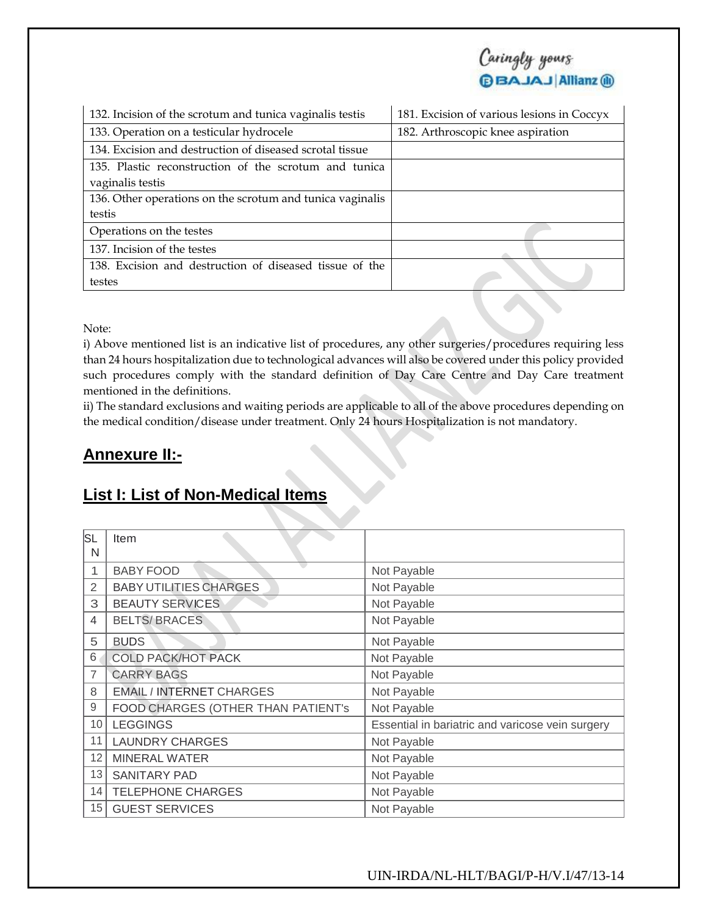| 132. Incision of the scrotum and tunica vaginalis testis | 181. Excision of various lesions in Coccyx |
|---|---|
| 133. Operation on a testicular hydrocele | 182. Arthroscopic knee aspiration |
| 134. Excision and destruction of diseased scrotal tissue | |
| 135. Plastic reconstruction of the scrotum and tunica vaginalis testis | |
| 136. Other operations on the scrotum and tunica vaginalis testis | |
| Operations on the testes | |
| 137. Incision of the testes | |
| 138. Excision and destruction of diseased tissue of the testes | |

Note:

i) Above mentioned list is an indicative list of procedures, any other surgeries/procedures requiring less than 24 hours hospitalization due to technological advances will also be covered under this policy provided such procedures comply with the standard definition of Day Care Centre and Day Care treatment mentioned in the definitions.

ii) The standard exclusions and waiting periods are applicable to all of the above procedures depending on the medical condition/disease under treatment. Only 24 hours Hospitalization is not mandatory.

## Annexure II:-

## List I: List of Non-Medical Items

| SL N | Item | |
|---|---|---|
| 1 | BABY FOOD | Not Payable |
| 2 | BABY UTILITIES CHARGES | Not Payable |
| 3 | BEAUTY SERVICES | Not Payable |
| 4 | BELTS/ BRACES | Not Payable |
| 5 | BUDS | Not Payable |
| 6 | COLD PACK/HOT PACK | Not Payable |
| 7 | CARRY BAGS | Not Payable |
| 8 | EMAIL / INTERNET CHARGES | Not Payable |
| 9 | FOOD CHARGES (OTHER THAN PATIENT's | Not Payable |
| 10 | LEGGINGS | Essential in bariatric and varicose vein surgery |
| 11 | LAUNDRY CHARGES | Not Payable |
| 12 | MINERAL WATER | Not Payable |
| 13 | SANITARY PAD | Not Payable |
| 14 | TELEPHONE CHARGES | Not Payable |
| 15 | GUEST SERVICES | Not Payable |

UIN-IRDA/NL-HLT/BAGI/P-H/V.I/47/13-14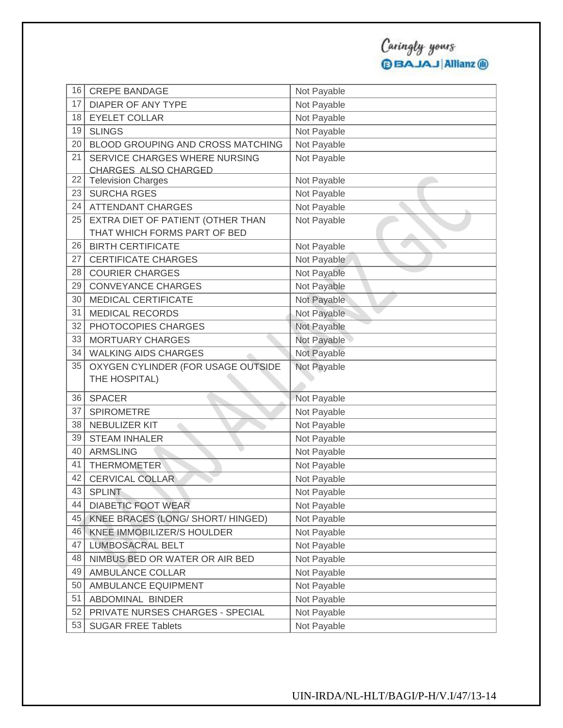| 16 | CREPE BANDAGE | Not Payable |
|---|---|---|
| 17 | DIAPER OF ANY TYPE | Not Payable |
| 18 | EYELET COLLAR | Not Payable |
| 19 | SLINGS | Not Payable |
| 20 | BLOOD GROUPING AND CROSS MATCHING | Not Payable |
| 21 | SERVICE CHARGES WHERE NURSING CHARGES ALSO CHARGED | Not Payable |
| 22 | Television Charges | Not Payable |
| 23 | SURCHA RGES | Not Payable |
| 24 | ATTENDANT CHARGES | Not Payable |
| 25 | EXTRA DIET OF PATIENT (OTHER THAN THAT WHICH FORMS PART OF BED | Not Payable |
| 26 | BIRTH CERTIFICATE | Not Payable |
| 27 | CERTIFICATE CHARGES | Not Payable |
| 28 | COURIER CHARGES | Not Payable |
| 29 | CONVEYANCE CHARGES | Not Payable |
| 30 | MEDICAL CERTIFICATE | Not Payable |
| 31 | MEDICAL RECORDS | Not Payable |
| 32 | PHOTOCOPIES CHARGES | Not Payable |
| 33 | MORTUARY CHARGES | Not Payable |
| 34 | WALKING AIDS CHARGES | Not Payable |
| 35 | OXYGEN CYLINDER (FOR USAGE OUTSIDE THE HOSPITAL) | Not Payable |
| 36 | SPACER | Not Payable |
| 37 | SPIROMETRE | Not Payable |
| 38 | NEBULIZER KIT | Not Payable |
| 39 | STEAM INHALER | Not Payable |
| 40 | ARMSLING | Not Payable |
| 41 | THERMOMETER | Not Payable |
| 42 | CERVICAL COLLAR | Not Payable |
| 43 | SPLINT | Not Payable |
| 44 | DIABETIC FOOT WEAR | Not Payable |
| 45 | KNEE BRACES (LONG/ SHORT/ HINGED) | Not Payable |
| 46 | KNEE IMMOBILIZER/S HOULDER | Not Payable |
| 47 | LUMBOSACRAL BELT | Not Payable |
| 48 | NIMBUS BED OR WATER OR AIR BED | Not Payable |
| 49 | AMBULANCE COLLAR | Not Payable |
| 50 | AMBULANCE EQUIPMENT | Not Payable |
| 51 | ABDOMINAL BINDER | Not Payable |
| 52 | PRIVATE NURSES CHARGES - SPECIAL | Not Payable |
| 53 | SUGAR FREE Tablets | Not Payable |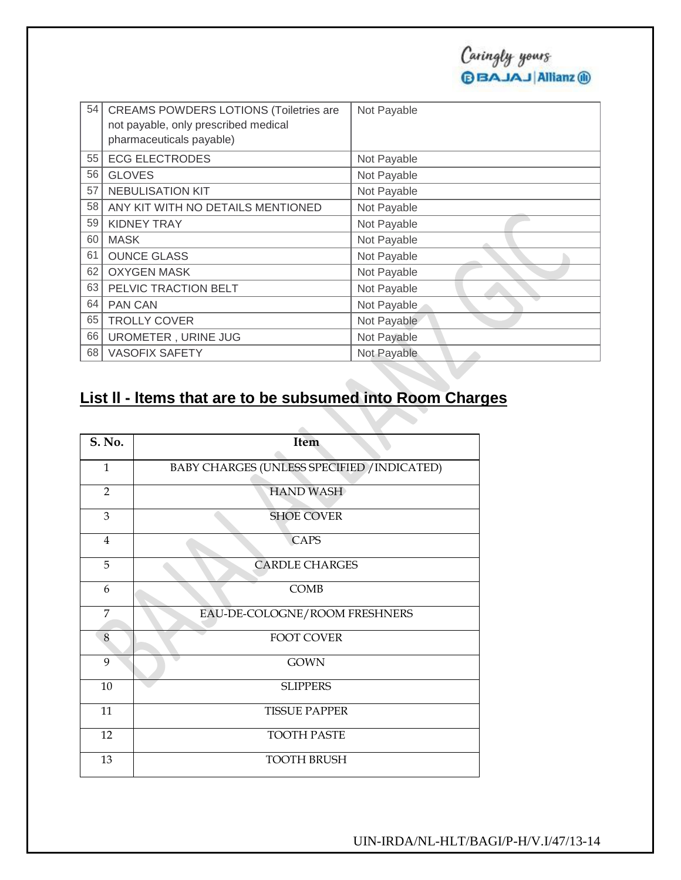| | | |
|---|---|---|
| 54 | CREAMS POWDERS LOTIONS (Toiletries are not payable, only prescribed medical pharmaceuticals payable) | Not Payable |
| 55 | ECG ELECTRODES | Not Payable |
| 56 | GLOVES | Not Payable |
| 57 | NEBULISATION KIT | Not Payable |
| 58 | ANY KIT WITH NO DETAILS MENTIONED | Not Payable |
| 59 | KIDNEY TRAY | Not Payable |
| 60 | MASK | Not Payable |
| 61 | OUNCE GLASS | Not Payable |
| 62 | OXYGEN MASK | Not Payable |
| 63 | PELVIC TRACTION BELT | Not Payable |
| 64 | PAN CAN | Not Payable |
| 65 | TROLLY COVER | Not Payable |
| 66 | UROMETER , URINE JUG | Not Payable |
| 68 | VASOFIX SAFETY | Not Payable |

## List ll - Items that are to be subsumed into Room Charges

| S. No. | Item |
|---|---|
| 1 | BABY CHARGES (UNLESS SPECIFIED /INDICATED) |
| 2 | HAND WASH |
| 3 | SHOE COVER |
| 4 | CAPS |
| 5 | CARDLE CHARGES |
| 6 | COMB |
| 7 | EAU-DE-COLOGNE/ROOM FRESHNERS |
| 8 | FOOT COVER |
| 9 | GOWN |
| 10 | SLIPPERS |
| 11 | TISSUE PAPPER |
| 12 | TOOTH PASTE |
| 13 | TOOTH BRUSH |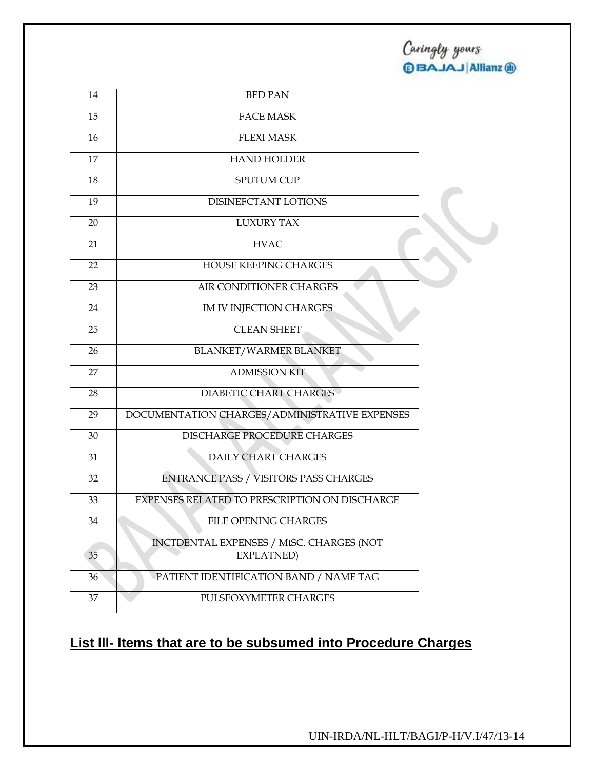| | |
|---|---|
| 14 | BED PAN |
| 15 | FACE MASK |
| 16 | FLEXI MASK |
| 17 | HAND HOLDER |
| 18 | SPUTUM CUP |
| 19 | DISINEFCTANT LOTIONS |
| 20 | LUXURY TAX |
| 21 | HVAC |
| 22 | HOUSE KEEPING CHARGES |
| 23 | AIR CONDITIONER CHARGES |
| 24 | IM IV INJECTION CHARGES |
| 25 | CLEAN SHEET |
| 26 | BLANKET/WARMER BLANKET |
| 27 | ADMISSION KIT |
| 28 | DIABETIC CHART CHARGES |
| 29 | DOCUMENTATION CHARGES/ADMINISTRATIVE EXPENSES |
| 30 | DISCHARGE PROCEDURE CHARGES |
| 31 | DAILY CHART CHARGES |
| 32 | ENTRANCE PASS / VISITORS PASS CHARGES |
| 33 | EXPENSES RELATED TO PRESCRIPTION ON DISCHARGE |
| 34 | FILE OPENING CHARGES |
| 35 | INCTDENTAL EXPENSES / MtSC. CHARGES (NOT EXPLATNED) |
| 36 | PATIENT IDENTIFICATION BAND / NAME TAG |
| 37 | PULSEOXYMETER CHARGES |

## List lll- ltems that are to be subsumed into Procedure Charges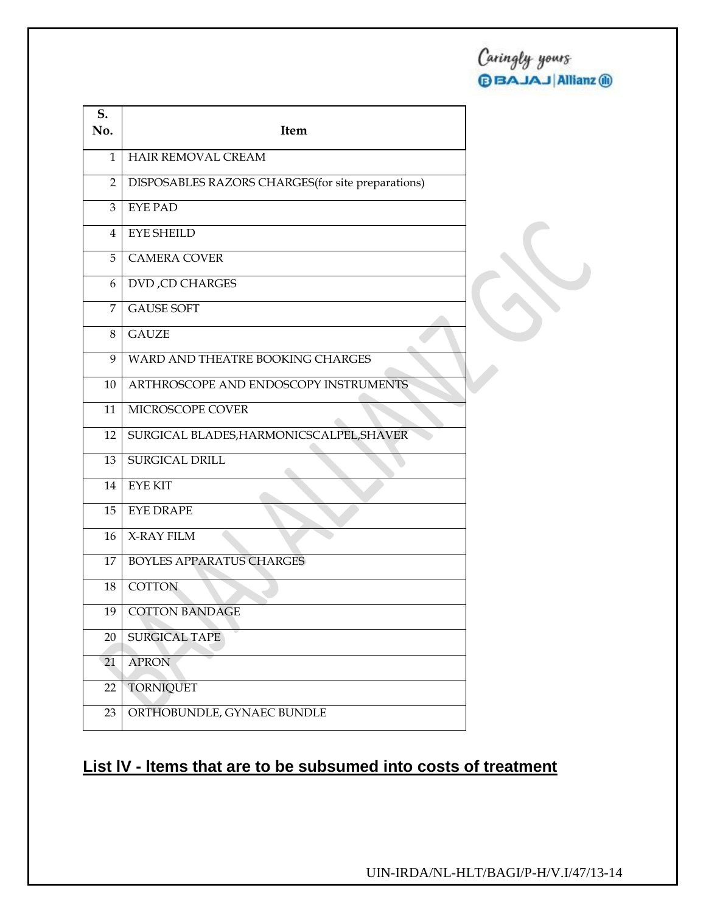| S. No. | Item |
|---|---|
| 1 | HAIR REMOVAL CREAM |
| 2 | DISPOSABLES RAZORS CHARGES(for site preparations) |
| 3 | EYE PAD |
| 4 | EYE SHEILD |
| 5 | CAMERA COVER |
| 6 | DVD ,CD CHARGES |
| 7 | GAUSE SOFT |
| 8 | GAUZE |
| 9 | WARD AND THEATRE BOOKING CHARGES |
| 10 | ARTHROSCOPE AND ENDOSCOPY INSTRUMENTS |
| 11 | MICROSCOPE COVER |
| 12 | SURGICAL BLADES,HARMONICSCALPEL,SHAVER |
| 13 | SURGICAL DRILL |
| 14 | EYE KIT |
| 15 | EYE DRAPE |
| 16 | X-RAY FILM |
| 17 | BOYLES APPARATUS CHARGES |
| 18 | COTTON |
| 19 | COTTON BANDAGE |
| 20 | SURGICAL TAPE |
| 21 | APRON |
| 22 | TORNIQUET |
| 23 | ORTHOBUNDLE, GYNAEC BUNDLE |

## List IV - Items that are to be subsumed into costs of treatment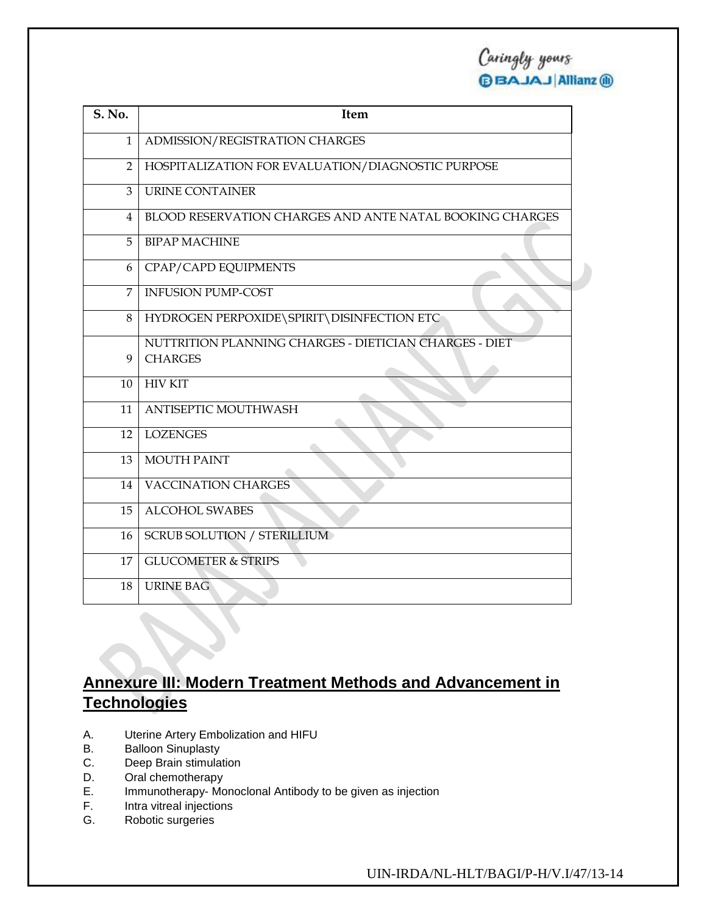| S. No. | Item |
|---|---|
| 1 | ADMISSION/REGISTRATION CHARGES |
| 2 | HOSPITALIZATION FOR EVALUATION/DIAGNOSTIC PURPOSE |
| 3 | URINE CONTAINER |
| 4 | BLOOD RESERVATION CHARGES AND ANTE NATAL BOOKING CHARGES |
| 5 | BIPAP MACHINE |
| 6 | CPAP/CAPD EQUIPMENTS |
| 7 | INFUSION PUMP-COST |
| 8 | HYDROGEN PERPOXIDE\SPIRIT\DISINFECTION ETC |
| 9 | NUTTRITION PLANNING CHARGES - DIETICIAN CHARGES - DIET CHARGES |
| 10 | HIV KIT |
| 11 | ANTISEPTIC MOUTHWASH |
| 12 | LOZENGES |
| 13 | MOUTH PAINT |
| 14 | VACCINATION CHARGES |
| 15 | ALCOHOL SWABES |
| 16 | SCRUB SOLUTION / STERILLIUM |
| 17 | GLUCOMETER & STRIPS |
| 18 | URINE BAG |

## Annexure III: Modern Treatment Methods and Advancement in Technologies

A. Uterine Artery Embolization and HIFU
B. Balloon Sinuplasty
C. Deep Brain stimulation
D. Oral chemotherapy
E. Immunotherapy- Monoclonal Antibody to be given as injection
F. Intra vitreal injections
G. Robotic surgeries

UIN-IRDA/NL-HLT/BAGI/P-H/V.I/47/13-14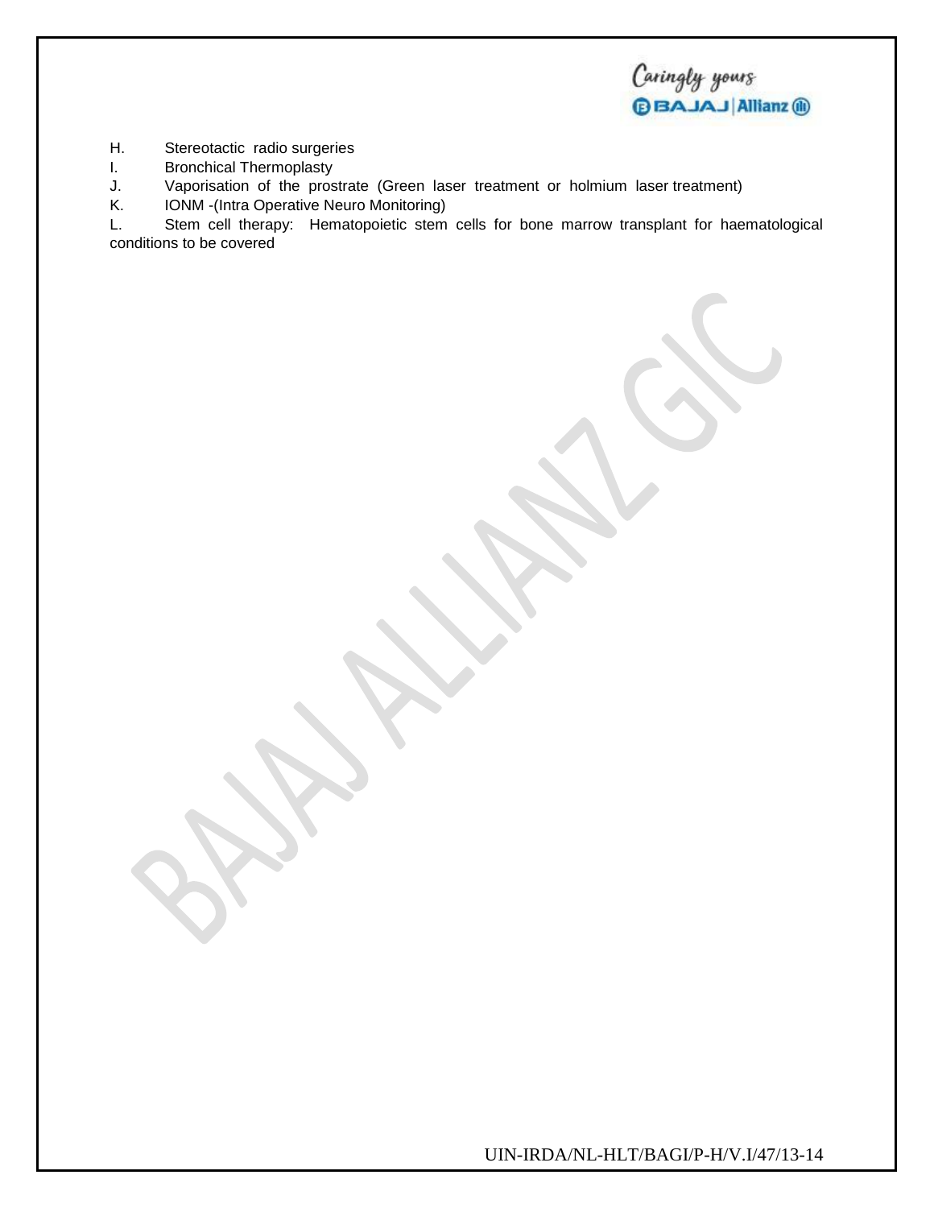H. Stereotactic radio surgeries

I. Bronchical Thermoplasty

J. Vaporisation of the prostrate (Green laser treatment or holmium laser treatment)

K. IONM -(Intra Operative Neuro Monitoring)

L. Stem cell therapy: Hematopoietic stem cells for bone marrow transplant for haematological conditions to be covered